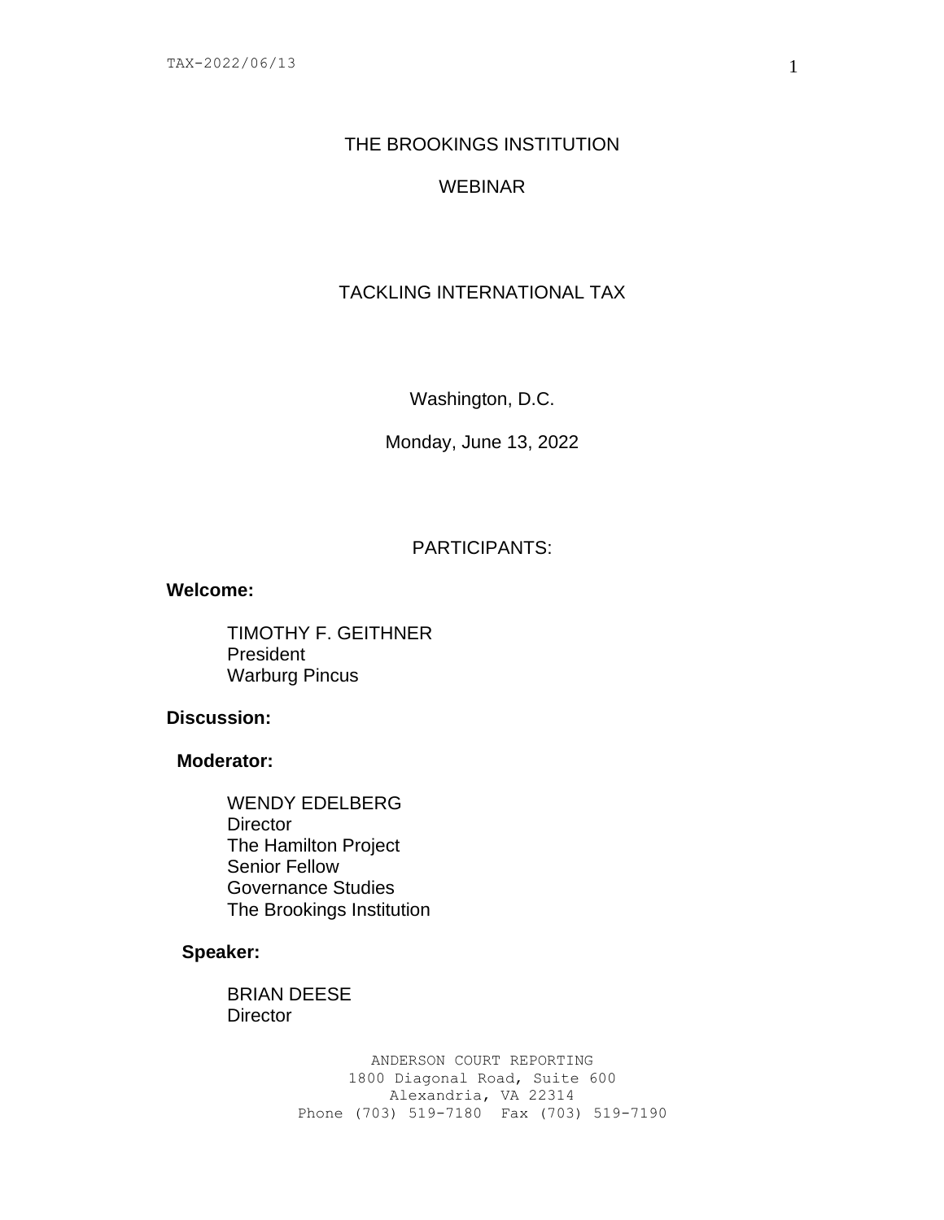# THE BROOKINGS INSTITUTION

## WEBINAR

## TACKLING INTERNATIONAL TAX

Washington, D.C.

Monday, June 13, 2022

PARTICIPANTS:

**Welcome:**

TIMOTHY F. GEITHNER
President
Warburg Pincus

**Discussion:**

**Moderator:**

WENDY EDELBERG
Director
The Hamilton Project
Senior Fellow
Governance Studies
The Brookings Institution

**Speaker:**

BRIAN DEESE
Director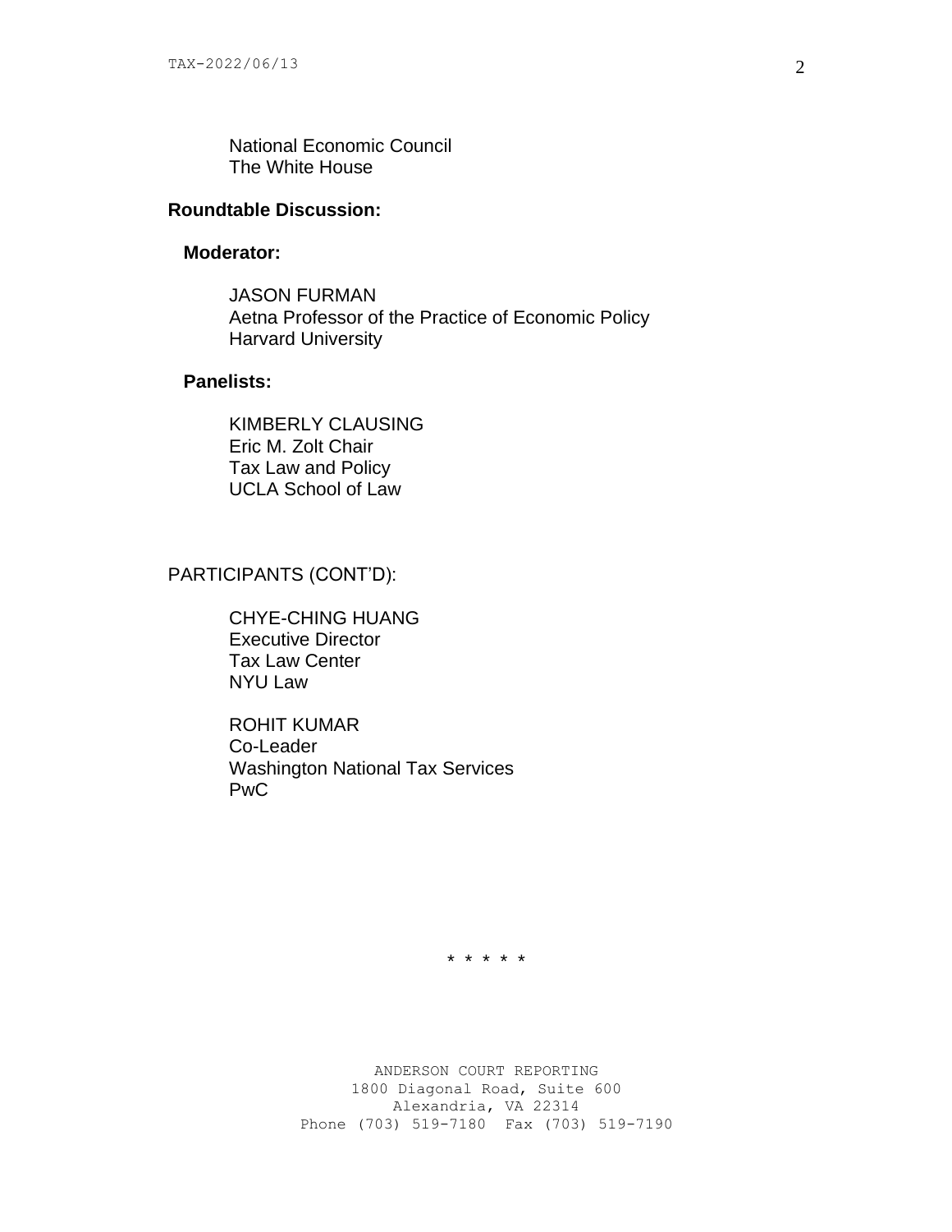National Economic Council
The White House

**Roundtable Discussion:**

**Moderator:**

JASON FURMAN
Aetna Professor of the Practice of Economic Policy
Harvard University

**Panelists:**

KIMBERLY CLAUSING
Eric M. Zolt Chair
Tax Law and Policy
UCLA School of Law

PARTICIPANTS (CONT'D):

CHYE-CHING HUANG
Executive Director
Tax Law Center
NYU Law

ROHIT KUMAR
Co-Leader
Washington National Tax Services
PwC

* * * * *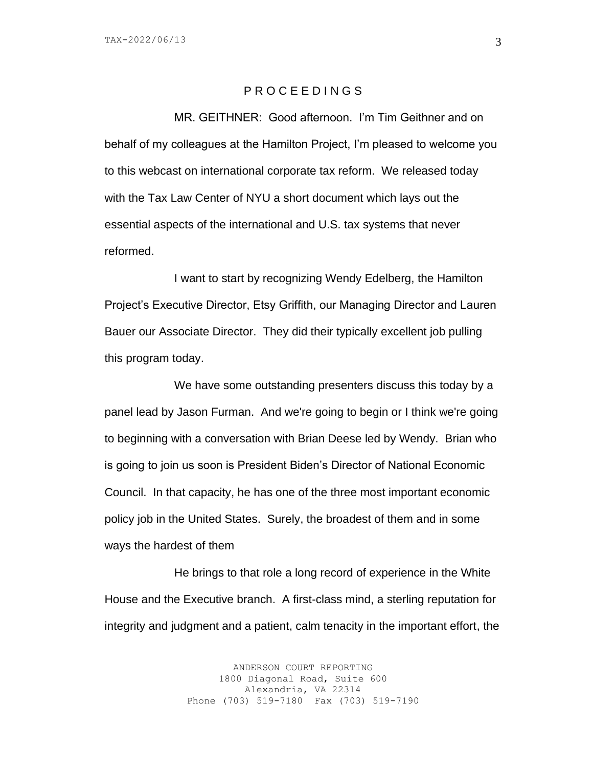P R O C E E D I N G S

MR. GEITHNER: Good afternoon. I'm Tim Geithner and on behalf of my colleagues at the Hamilton Project, I'm pleased to welcome you to this webcast on international corporate tax reform. We released today with the Tax Law Center of NYU a short document which lays out the essential aspects of the international and U.S. tax systems that never reformed.

I want to start by recognizing Wendy Edelberg, the Hamilton Project's Executive Director, Etsy Griffith, our Managing Director and Lauren Bauer our Associate Director. They did their typically excellent job pulling this program today.

We have some outstanding presenters discuss this today by a panel lead by Jason Furman. And we're going to begin or I think we're going to beginning with a conversation with Brian Deese led by Wendy. Brian who is going to join us soon is President Biden's Director of National Economic Council. In that capacity, he has one of the three most important economic policy job in the United States. Surely, the broadest of them and in some ways the hardest of them

He brings to that role a long record of experience in the White House and the Executive branch. A first-class mind, a sterling reputation for integrity and judgment and a patient, calm tenacity in the important effort, the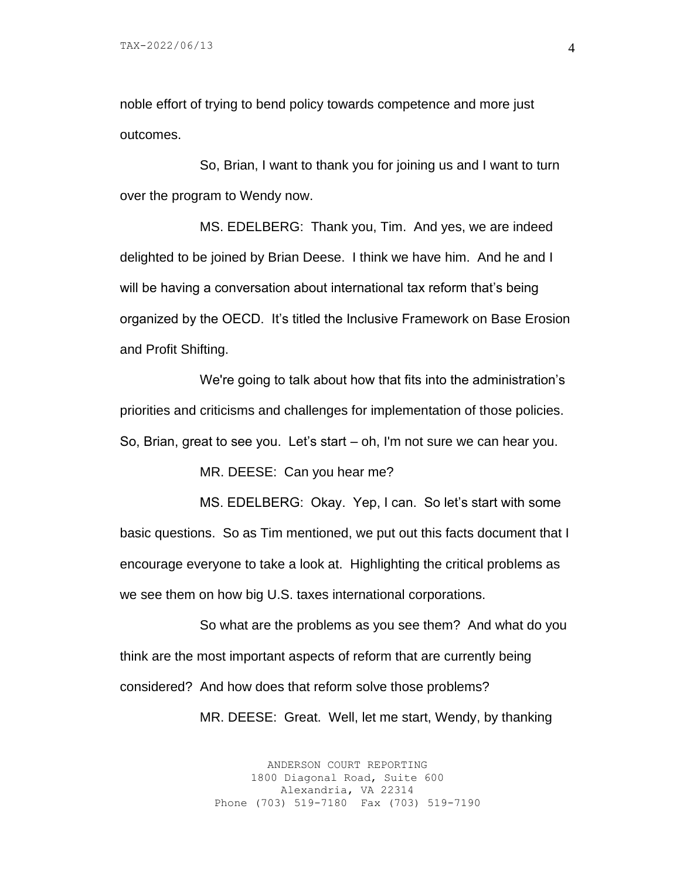noble effort of trying to bend policy towards competence and more just outcomes.

So, Brian, I want to thank you for joining us and I want to turn over the program to Wendy now.

MS. EDELBERG: Thank you, Tim. And yes, we are indeed delighted to be joined by Brian Deese. I think we have him. And he and I will be having a conversation about international tax reform that's being organized by the OECD. It's titled the Inclusive Framework on Base Erosion and Profit Shifting.

We're going to talk about how that fits into the administration's priorities and criticisms and challenges for implementation of those policies. So, Brian, great to see you. Let's start – oh, I'm not sure we can hear you.

MR. DEESE: Can you hear me?

MS. EDELBERG: Okay. Yep, I can. So let's start with some basic questions. So as Tim mentioned, we put out this facts document that I encourage everyone to take a look at. Highlighting the critical problems as we see them on how big U.S. taxes international corporations.

So what are the problems as you see them? And what do you think are the most important aspects of reform that are currently being considered? And how does that reform solve those problems?

MR. DEESE: Great. Well, let me start, Wendy, by thanking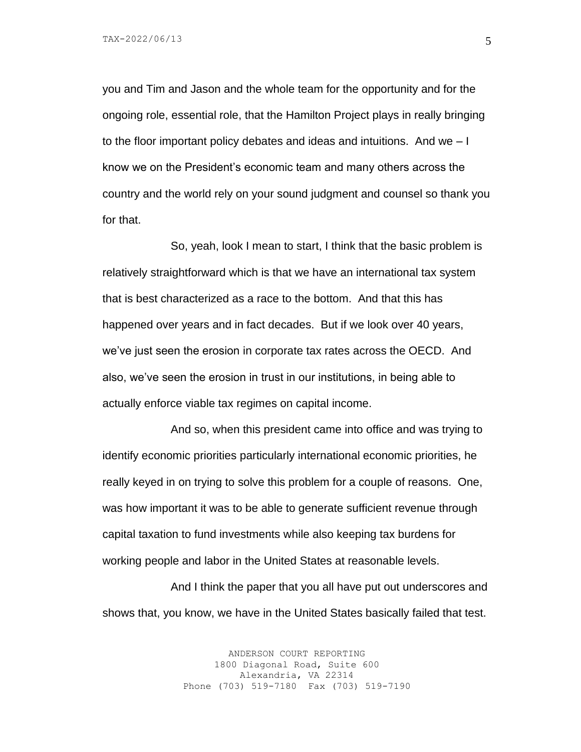you and Tim and Jason and the whole team for the opportunity and for the ongoing role, essential role, that the Hamilton Project plays in really bringing to the floor important policy debates and ideas and intuitions. And we – I know we on the President's economic team and many others across the country and the world rely on your sound judgment and counsel so thank you for that.

So, yeah, look I mean to start, I think that the basic problem is relatively straightforward which is that we have an international tax system that is best characterized as a race to the bottom. And that this has happened over years and in fact decades. But if we look over 40 years, we've just seen the erosion in corporate tax rates across the OECD. And also, we've seen the erosion in trust in our institutions, in being able to actually enforce viable tax regimes on capital income.

And so, when this president came into office and was trying to identify economic priorities particularly international economic priorities, he really keyed in on trying to solve this problem for a couple of reasons. One, was how important it was to be able to generate sufficient revenue through capital taxation to fund investments while also keeping tax burdens for working people and labor in the United States at reasonable levels.

And I think the paper that you all have put out underscores and shows that, you know, we have in the United States basically failed that test.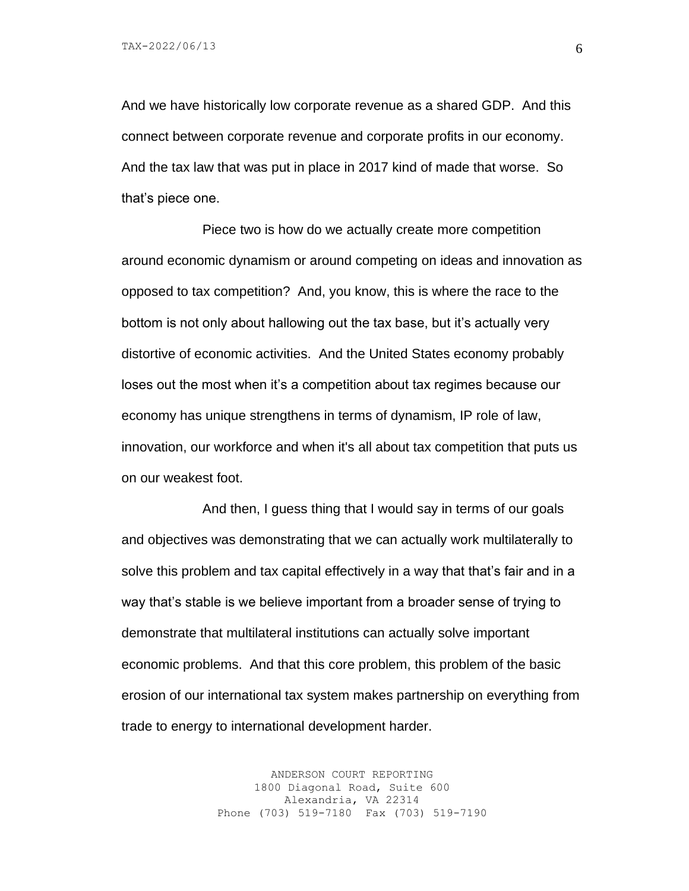And we have historically low corporate revenue as a shared GDP. And this connect between corporate revenue and corporate profits in our economy. And the tax law that was put in place in 2017 kind of made that worse. So that's piece one.

Piece two is how do we actually create more competition around economic dynamism or around competing on ideas and innovation as opposed to tax competition? And, you know, this is where the race to the bottom is not only about hallowing out the tax base, but it's actually very distortive of economic activities. And the United States economy probably loses out the most when it's a competition about tax regimes because our economy has unique strengthens in terms of dynamism, IP role of law, innovation, our workforce and when it's all about tax competition that puts us on our weakest foot.

And then, I guess thing that I would say in terms of our goals and objectives was demonstrating that we can actually work multilaterally to solve this problem and tax capital effectively in a way that that's fair and in a way that's stable is we believe important from a broader sense of trying to demonstrate that multilateral institutions can actually solve important economic problems. And that this core problem, this problem of the basic erosion of our international tax system makes partnership on everything from trade to energy to international development harder.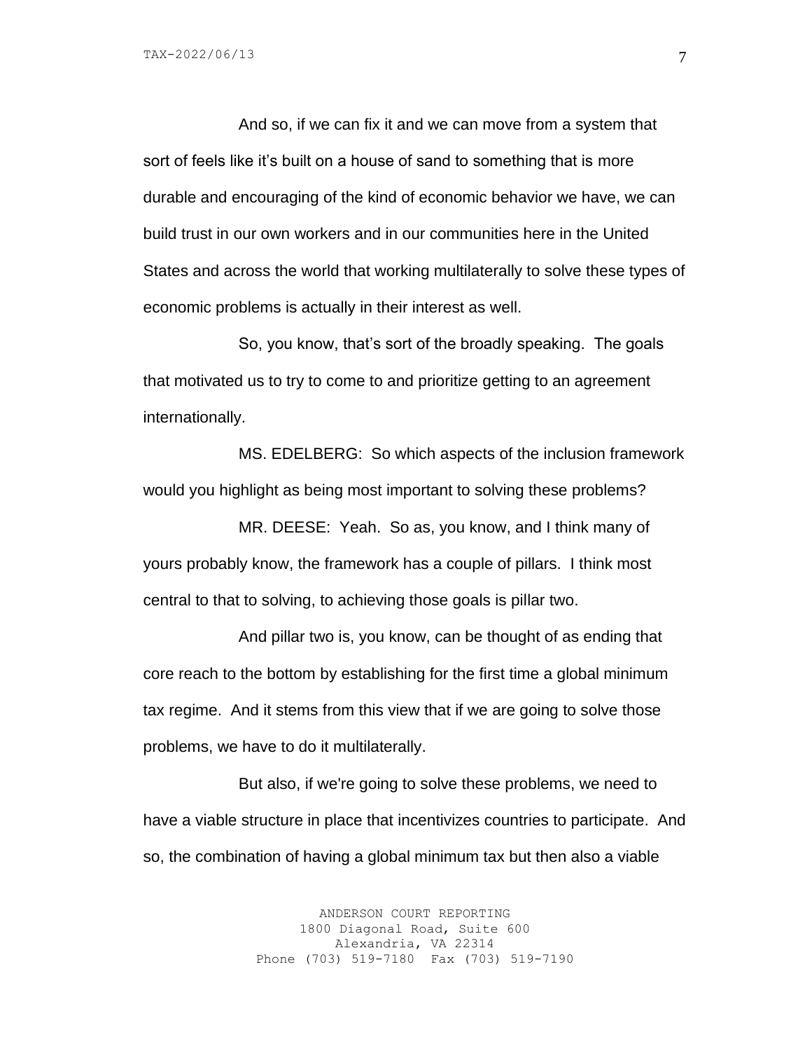And so, if we can fix it and we can move from a system that sort of feels like it's built on a house of sand to something that is more durable and encouraging of the kind of economic behavior we have, we can build trust in our own workers and in our communities here in the United States and across the world that working multilaterally to solve these types of economic problems is actually in their interest as well.

So, you know, that's sort of the broadly speaking. The goals that motivated us to try to come to and prioritize getting to an agreement internationally.

MS. EDELBERG: So which aspects of the inclusion framework would you highlight as being most important to solving these problems?

MR. DEESE: Yeah. So as, you know, and I think many of yours probably know, the framework has a couple of pillars. I think most central to that to solving, to achieving those goals is pillar two.

And pillar two is, you know, can be thought of as ending that core reach to the bottom by establishing for the first time a global minimum tax regime. And it stems from this view that if we are going to solve those problems, we have to do it multilaterally.

But also, if we're going to solve these problems, we need to have a viable structure in place that incentivizes countries to participate. And so, the combination of having a global minimum tax but then also a viable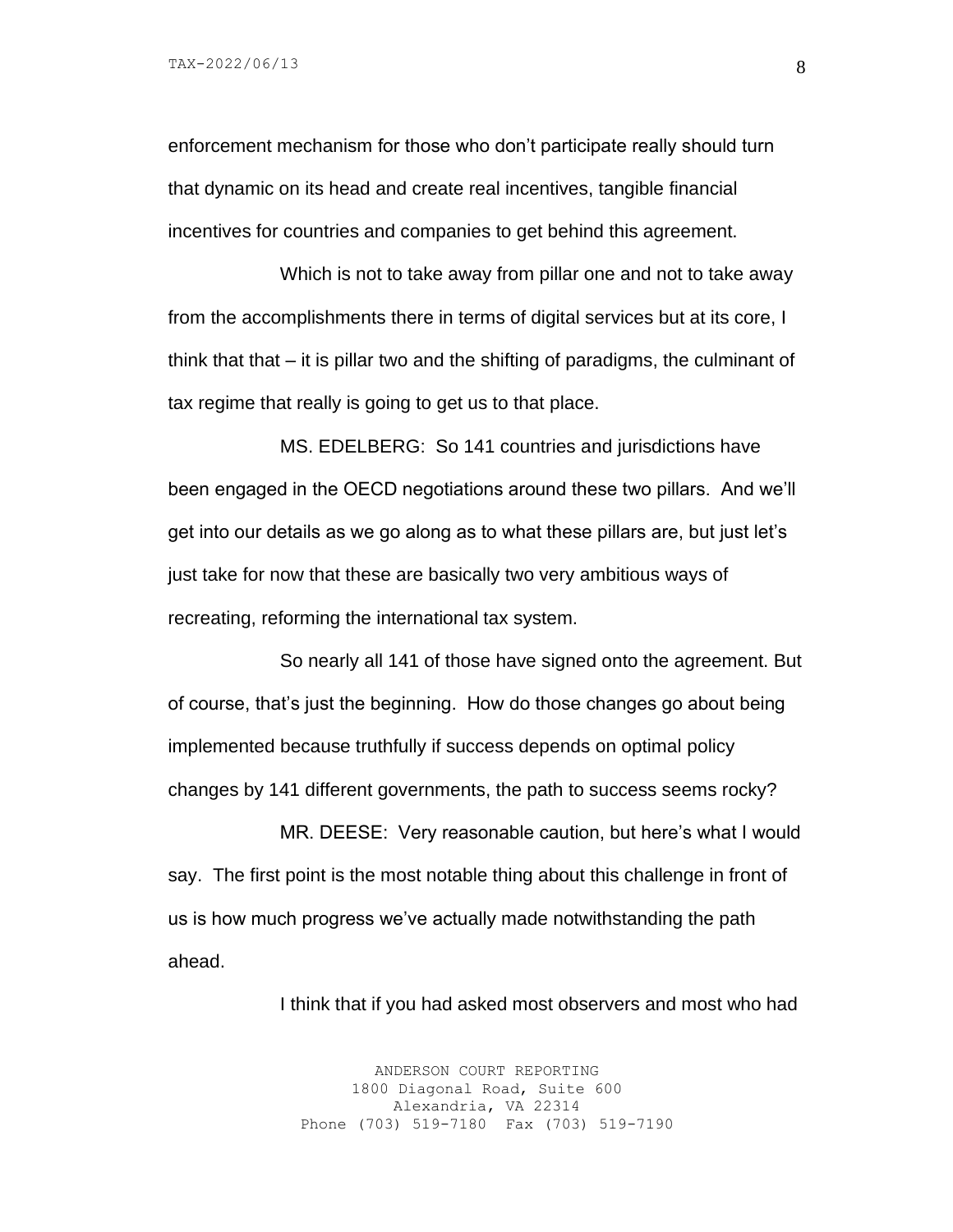enforcement mechanism for those who don't participate really should turn that dynamic on its head and create real incentives, tangible financial incentives for countries and companies to get behind this agreement.

Which is not to take away from pillar one and not to take away from the accomplishments there in terms of digital services but at its core, I think that that – it is pillar two and the shifting of paradigms, the culminant of tax regime that really is going to get us to that place.

MS. EDELBERG: So 141 countries and jurisdictions have been engaged in the OECD negotiations around these two pillars. And we'll get into our details as we go along as to what these pillars are, but just let's just take for now that these are basically two very ambitious ways of recreating, reforming the international tax system.

So nearly all 141 of those have signed onto the agreement. But of course, that's just the beginning. How do those changes go about being implemented because truthfully if success depends on optimal policy changes by 141 different governments, the path to success seems rocky?

MR. DEESE: Very reasonable caution, but here's what I would say. The first point is the most notable thing about this challenge in front of us is how much progress we've actually made notwithstanding the path ahead.

I think that if you had asked most observers and most who had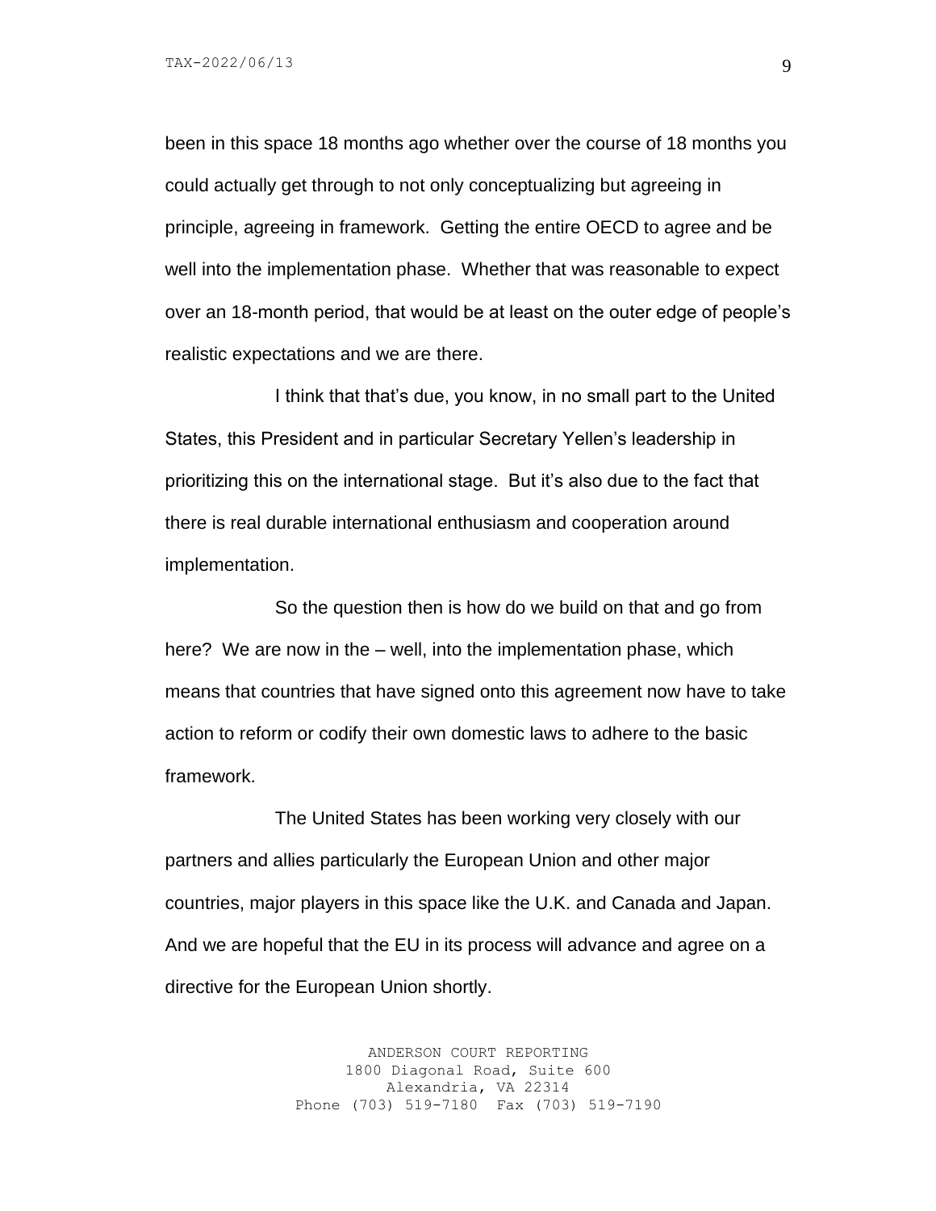been in this space 18 months ago whether over the course of 18 months you could actually get through to not only conceptualizing but agreeing in principle, agreeing in framework. Getting the entire OECD to agree and be well into the implementation phase. Whether that was reasonable to expect over an 18-month period, that would be at least on the outer edge of people's realistic expectations and we are there.

I think that that's due, you know, in no small part to the United States, this President and in particular Secretary Yellen's leadership in prioritizing this on the international stage. But it's also due to the fact that there is real durable international enthusiasm and cooperation around implementation.

So the question then is how do we build on that and go from here? We are now in the – well, into the implementation phase, which means that countries that have signed onto this agreement now have to take action to reform or codify their own domestic laws to adhere to the basic framework.

The United States has been working very closely with our partners and allies particularly the European Union and other major countries, major players in this space like the U.K. and Canada and Japan. And we are hopeful that the EU in its process will advance and agree on a directive for the European Union shortly.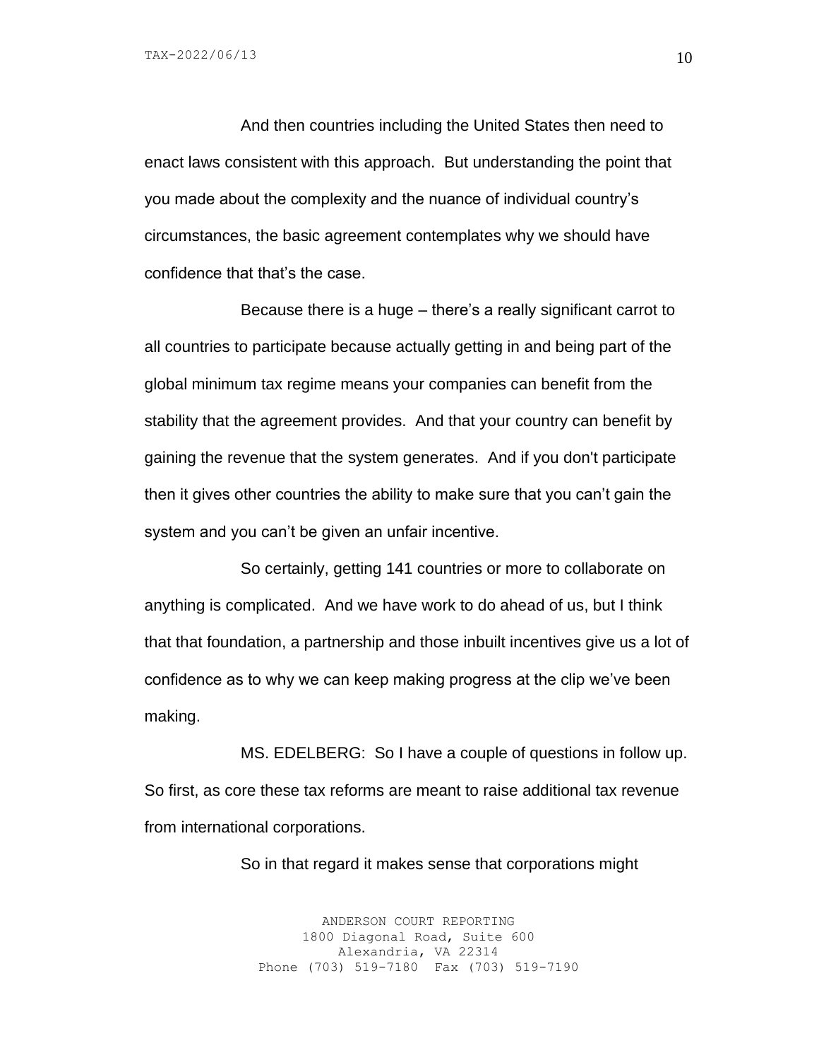And then countries including the United States then need to enact laws consistent with this approach. But understanding the point that you made about the complexity and the nuance of individual country's circumstances, the basic agreement contemplates why we should have confidence that that's the case.

Because there is a huge – there's a really significant carrot to all countries to participate because actually getting in and being part of the global minimum tax regime means your companies can benefit from the stability that the agreement provides. And that your country can benefit by gaining the revenue that the system generates. And if you don't participate then it gives other countries the ability to make sure that you can't gain the system and you can't be given an unfair incentive.

So certainly, getting 141 countries or more to collaborate on anything is complicated. And we have work to do ahead of us, but I think that that foundation, a partnership and those inbuilt incentives give us a lot of confidence as to why we can keep making progress at the clip we've been making.

MS. EDELBERG: So I have a couple of questions in follow up. So first, as core these tax reforms are meant to raise additional tax revenue from international corporations.

So in that regard it makes sense that corporations might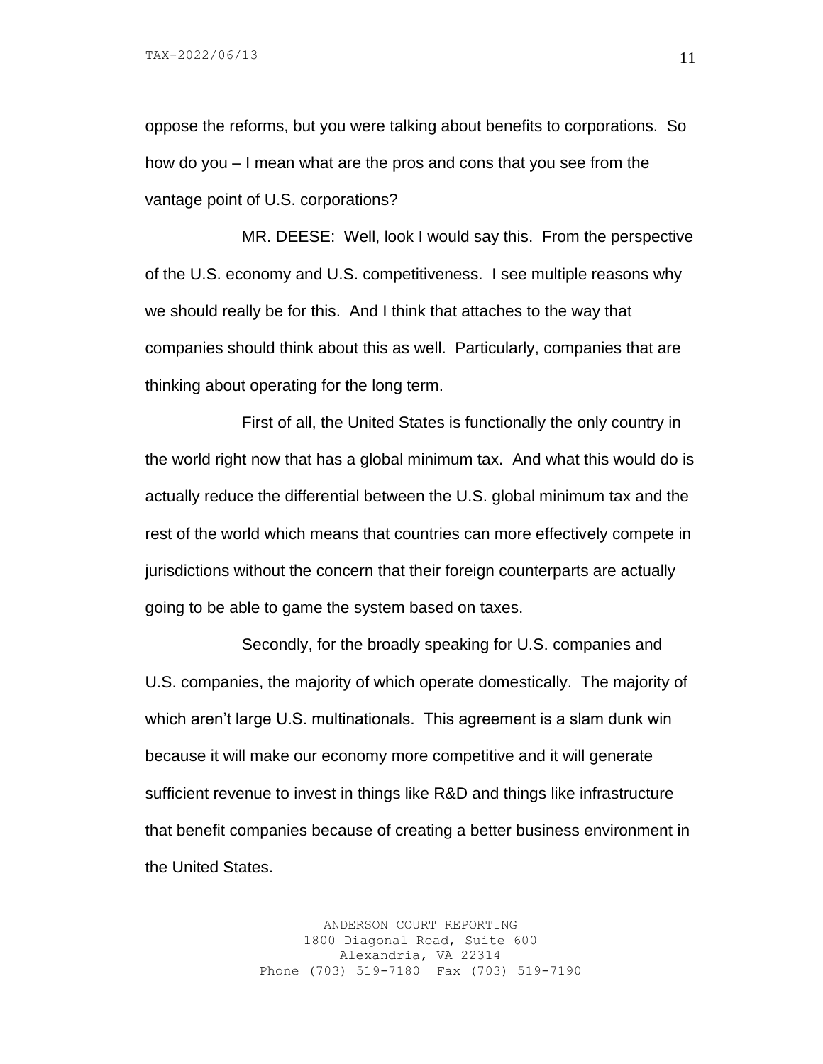oppose the reforms, but you were talking about benefits to corporations. So how do you – I mean what are the pros and cons that you see from the vantage point of U.S. corporations?

MR. DEESE: Well, look I would say this. From the perspective of the U.S. economy and U.S. competitiveness. I see multiple reasons why we should really be for this. And I think that attaches to the way that companies should think about this as well. Particularly, companies that are thinking about operating for the long term.

First of all, the United States is functionally the only country in the world right now that has a global minimum tax. And what this would do is actually reduce the differential between the U.S. global minimum tax and the rest of the world which means that countries can more effectively compete in jurisdictions without the concern that their foreign counterparts are actually going to be able to game the system based on taxes.

Secondly, for the broadly speaking for U.S. companies and U.S. companies, the majority of which operate domestically. The majority of which aren't large U.S. multinationals. This agreement is a slam dunk win because it will make our economy more competitive and it will generate sufficient revenue to invest in things like R&D and things like infrastructure that benefit companies because of creating a better business environment in the United States.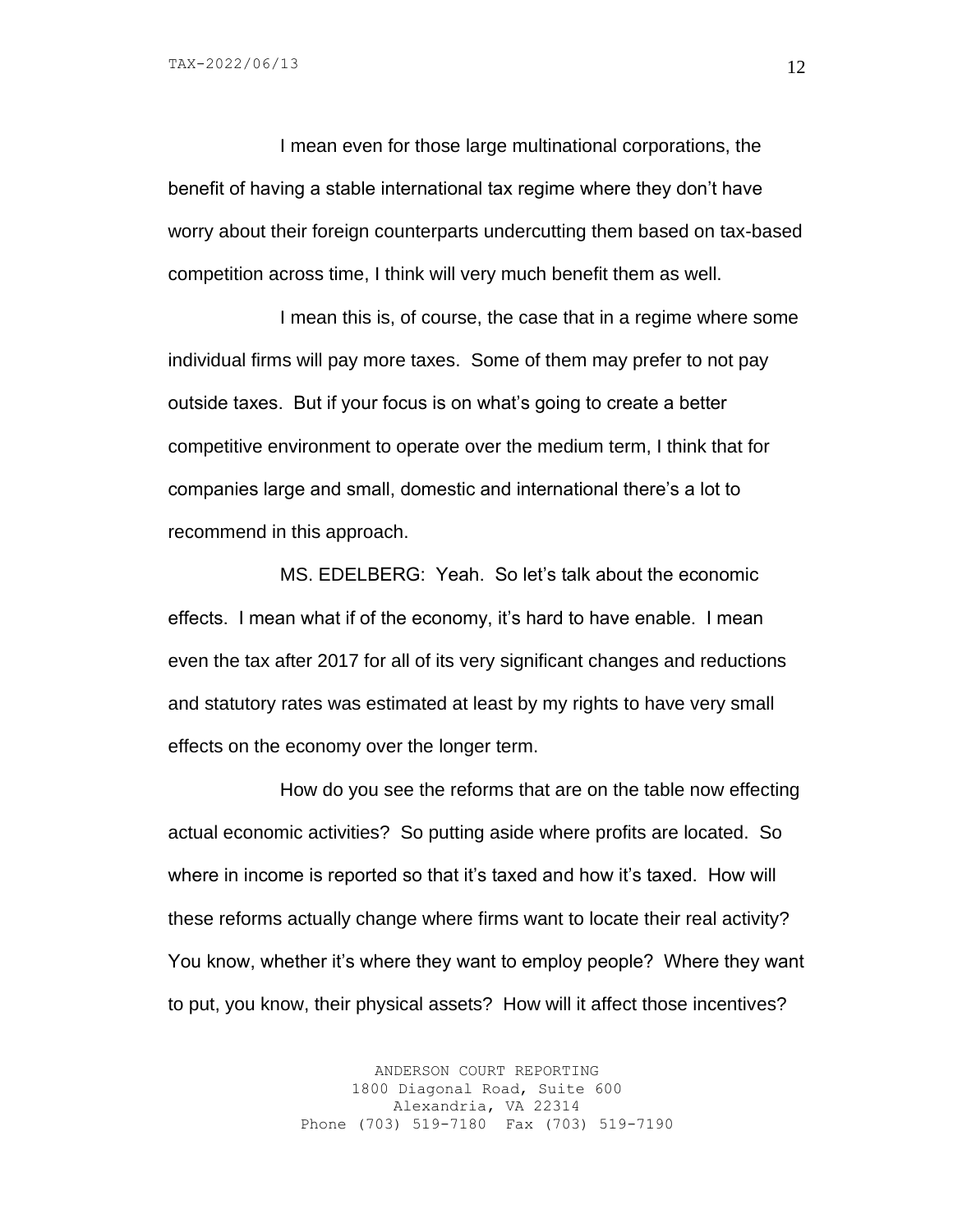I mean even for those large multinational corporations, the benefit of having a stable international tax regime where they don't have worry about their foreign counterparts undercutting them based on tax-based competition across time, I think will very much benefit them as well.

I mean this is, of course, the case that in a regime where some individual firms will pay more taxes. Some of them may prefer to not pay outside taxes. But if your focus is on what's going to create a better competitive environment to operate over the medium term, I think that for companies large and small, domestic and international there's a lot to recommend in this approach.

MS. EDELBERG: Yeah. So let's talk about the economic effects. I mean what if of the economy, it's hard to have enable. I mean even the tax after 2017 for all of its very significant changes and reductions and statutory rates was estimated at least by my rights to have very small effects on the economy over the longer term.

How do you see the reforms that are on the table now effecting actual economic activities? So putting aside where profits are located. So where in income is reported so that it's taxed and how it's taxed. How will these reforms actually change where firms want to locate their real activity? You know, whether it's where they want to employ people? Where they want to put, you know, their physical assets? How will it affect those incentives?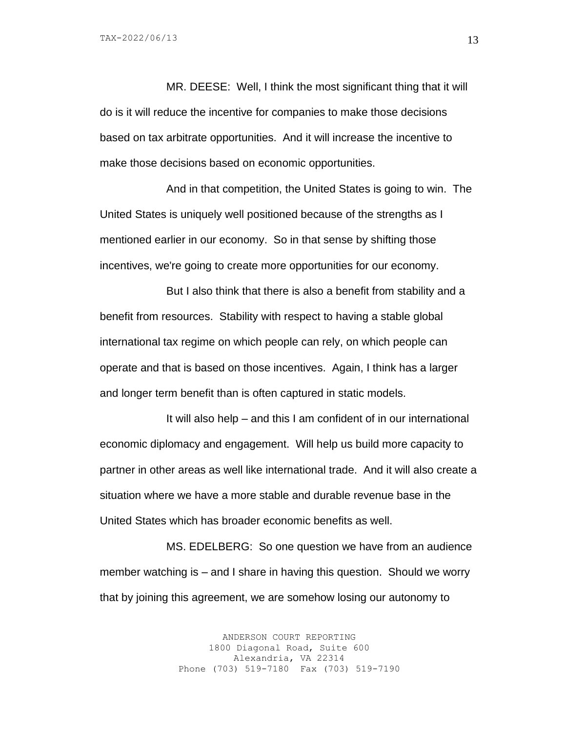MR. DEESE: Well, I think the most significant thing that it will do is it will reduce the incentive for companies to make those decisions based on tax arbitrate opportunities. And it will increase the incentive to make those decisions based on economic opportunities.

And in that competition, the United States is going to win. The United States is uniquely well positioned because of the strengths as I mentioned earlier in our economy. So in that sense by shifting those incentives, we're going to create more opportunities for our economy.

But I also think that there is also a benefit from stability and a benefit from resources. Stability with respect to having a stable global international tax regime on which people can rely, on which people can operate and that is based on those incentives. Again, I think has a larger and longer term benefit than is often captured in static models.

It will also help – and this I am confident of in our international economic diplomacy and engagement. Will help us build more capacity to partner in other areas as well like international trade. And it will also create a situation where we have a more stable and durable revenue base in the United States which has broader economic benefits as well.

MS. EDELBERG: So one question we have from an audience member watching is – and I share in having this question. Should we worry that by joining this agreement, we are somehow losing our autonomy to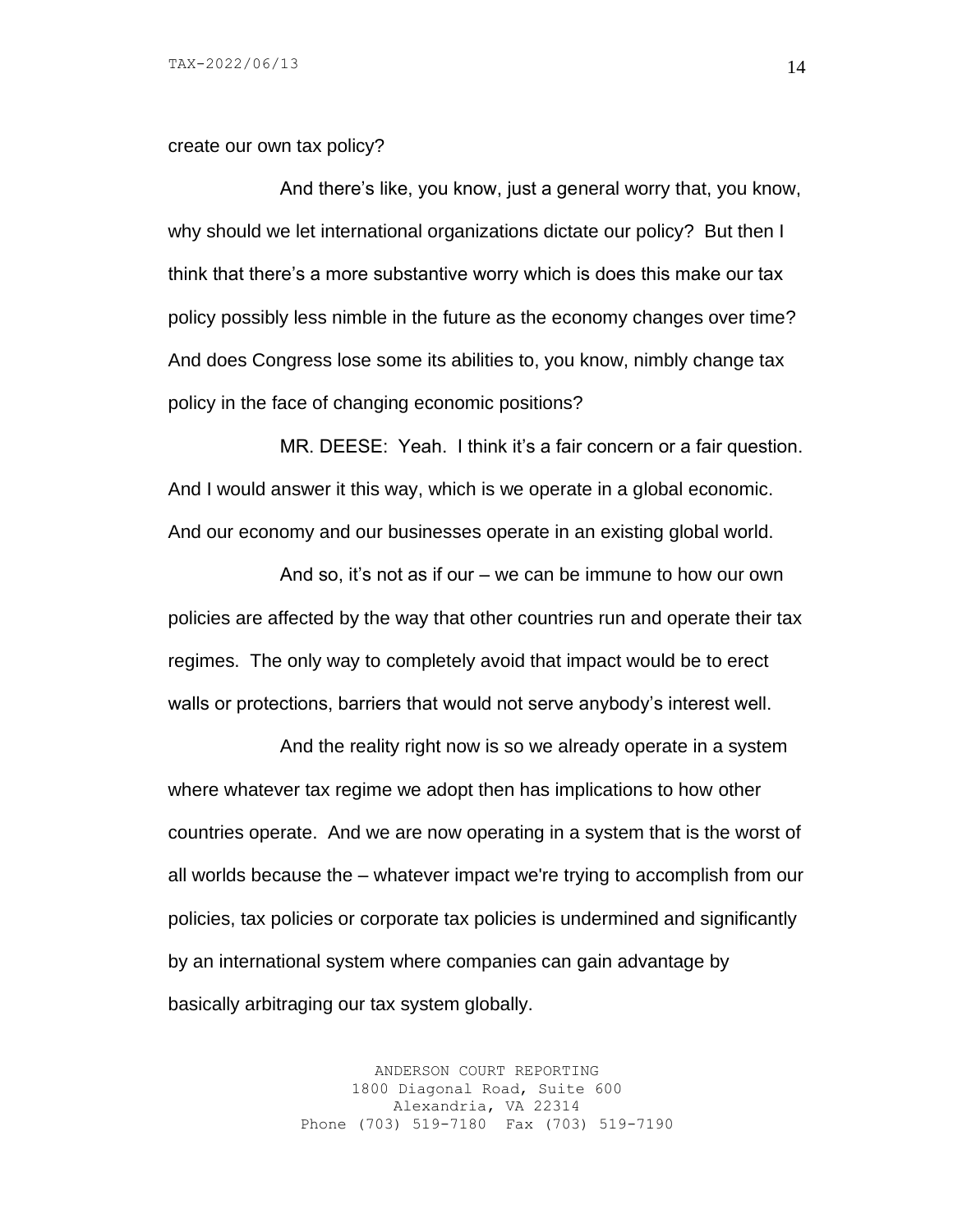create our own tax policy?

And there's like, you know, just a general worry that, you know, why should we let international organizations dictate our policy? But then I think that there's a more substantive worry which is does this make our tax policy possibly less nimble in the future as the economy changes over time? And does Congress lose some its abilities to, you know, nimbly change tax policy in the face of changing economic positions?

MR. DEESE: Yeah. I think it's a fair concern or a fair question. And I would answer it this way, which is we operate in a global economic. And our economy and our businesses operate in an existing global world.

And so, it's not as if our – we can be immune to how our own policies are affected by the way that other countries run and operate their tax regimes. The only way to completely avoid that impact would be to erect walls or protections, barriers that would not serve anybody's interest well.

And the reality right now is so we already operate in a system where whatever tax regime we adopt then has implications to how other countries operate. And we are now operating in a system that is the worst of all worlds because the – whatever impact we're trying to accomplish from our policies, tax policies or corporate tax policies is undermined and significantly by an international system where companies can gain advantage by basically arbitraging our tax system globally.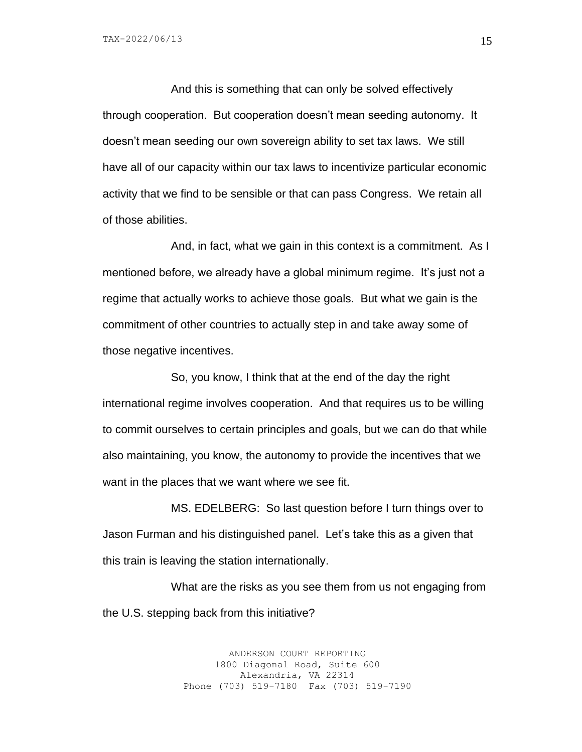And this is something that can only be solved effectively through cooperation. But cooperation doesn't mean seeding autonomy. It doesn't mean seeding our own sovereign ability to set tax laws. We still have all of our capacity within our tax laws to incentivize particular economic activity that we find to be sensible or that can pass Congress. We retain all of those abilities.

And, in fact, what we gain in this context is a commitment. As I mentioned before, we already have a global minimum regime. It's just not a regime that actually works to achieve those goals. But what we gain is the commitment of other countries to actually step in and take away some of those negative incentives.

So, you know, I think that at the end of the day the right international regime involves cooperation. And that requires us to be willing to commit ourselves to certain principles and goals, but we can do that while also maintaining, you know, the autonomy to provide the incentives that we want in the places that we want where we see fit.

MS. EDELBERG: So last question before I turn things over to Jason Furman and his distinguished panel. Let's take this as a given that this train is leaving the station internationally.

What are the risks as you see them from us not engaging from the U.S. stepping back from this initiative?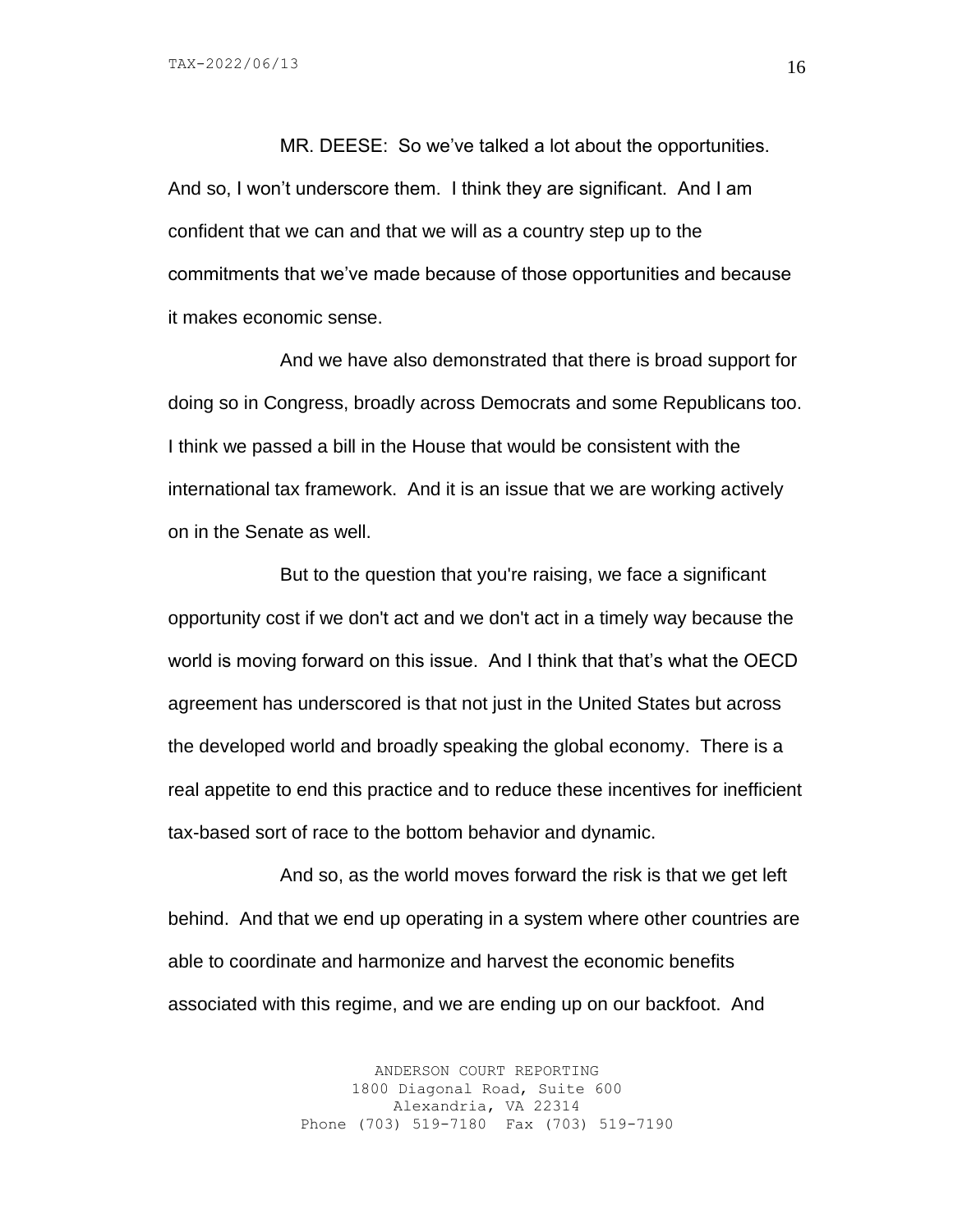MR. DEESE: So we've talked a lot about the opportunities. And so, I won't underscore them. I think they are significant. And I am confident that we can and that we will as a country step up to the commitments that we've made because of those opportunities and because it makes economic sense.

And we have also demonstrated that there is broad support for doing so in Congress, broadly across Democrats and some Republicans too. I think we passed a bill in the House that would be consistent with the international tax framework. And it is an issue that we are working actively on in the Senate as well.

But to the question that you're raising, we face a significant opportunity cost if we don't act and we don't act in a timely way because the world is moving forward on this issue. And I think that that's what the OECD agreement has underscored is that not just in the United States but across the developed world and broadly speaking the global economy. There is a real appetite to end this practice and to reduce these incentives for inefficient tax-based sort of race to the bottom behavior and dynamic.

And so, as the world moves forward the risk is that we get left behind. And that we end up operating in a system where other countries are able to coordinate and harmonize and harvest the economic benefits associated with this regime, and we are ending up on our backfoot. And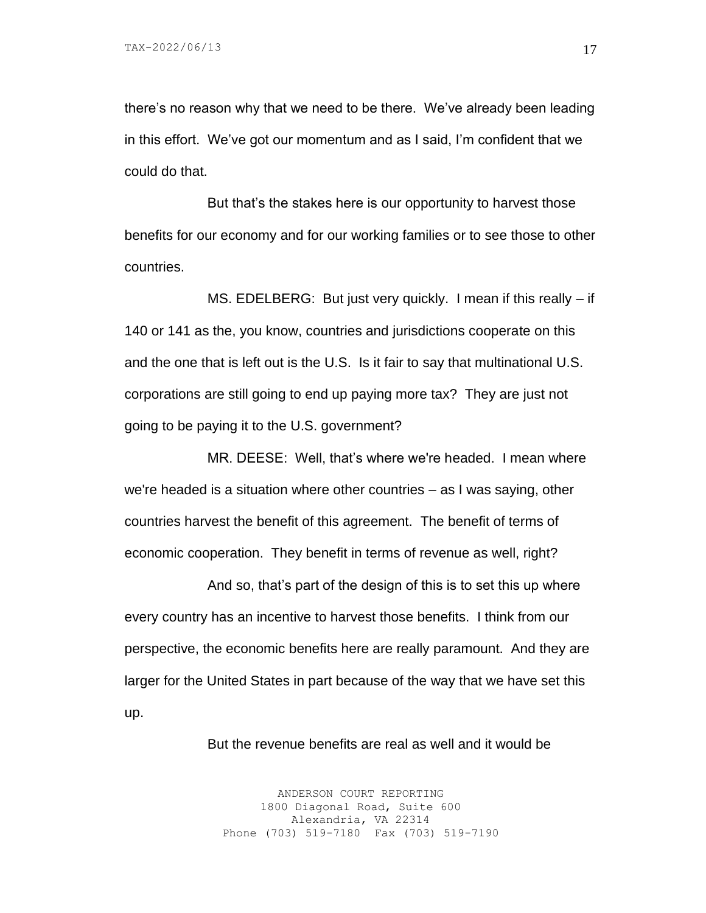there's no reason why that we need to be there. We've already been leading in this effort. We've got our momentum and as I said, I'm confident that we could do that.

But that's the stakes here is our opportunity to harvest those benefits for our economy and for our working families or to see those to other countries.

MS. EDELBERG: But just very quickly. I mean if this really – if 140 or 141 as the, you know, countries and jurisdictions cooperate on this and the one that is left out is the U.S. Is it fair to say that multinational U.S. corporations are still going to end up paying more tax? They are just not going to be paying it to the U.S. government?

MR. DEESE: Well, that's where we're headed. I mean where we're headed is a situation where other countries – as I was saying, other countries harvest the benefit of this agreement. The benefit of terms of economic cooperation. They benefit in terms of revenue as well, right?

And so, that's part of the design of this is to set this up where every country has an incentive to harvest those benefits. I think from our perspective, the economic benefits here are really paramount. And they are larger for the United States in part because of the way that we have set this up.

But the revenue benefits are real as well and it would be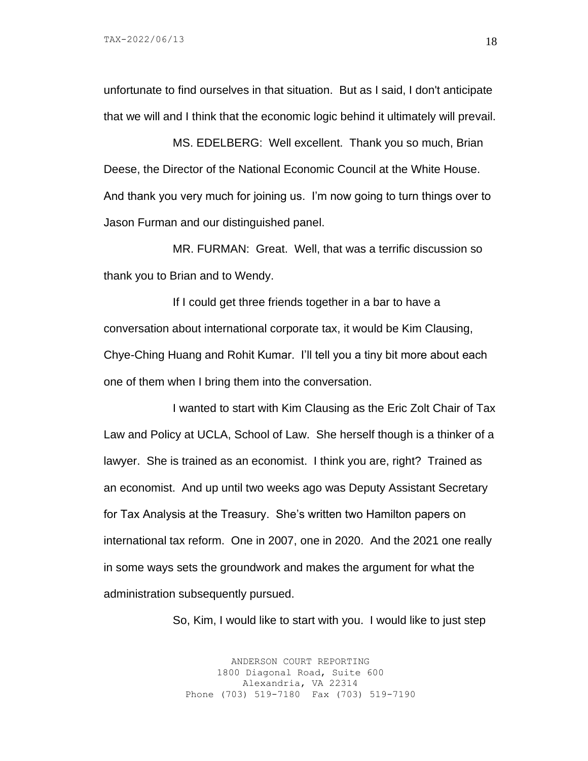unfortunate to find ourselves in that situation. But as I said, I don't anticipate that we will and I think that the economic logic behind it ultimately will prevail.

MS. EDELBERG: Well excellent. Thank you so much, Brian Deese, the Director of the National Economic Council at the White House. And thank you very much for joining us. I'm now going to turn things over to Jason Furman and our distinguished panel.

MR. FURMAN: Great. Well, that was a terrific discussion so thank you to Brian and to Wendy.

If I could get three friends together in a bar to have a conversation about international corporate tax, it would be Kim Clausing, Chye-Ching Huang and Rohit Kumar. I'll tell you a tiny bit more about each one of them when I bring them into the conversation.

I wanted to start with Kim Clausing as the Eric Zolt Chair of Tax Law and Policy at UCLA, School of Law. She herself though is a thinker of a lawyer. She is trained as an economist. I think you are, right? Trained as an economist. And up until two weeks ago was Deputy Assistant Secretary for Tax Analysis at the Treasury. She's written two Hamilton papers on international tax reform. One in 2007, one in 2020. And the 2021 one really in some ways sets the groundwork and makes the argument for what the administration subsequently pursued.

So, Kim, I would like to start with you. I would like to just step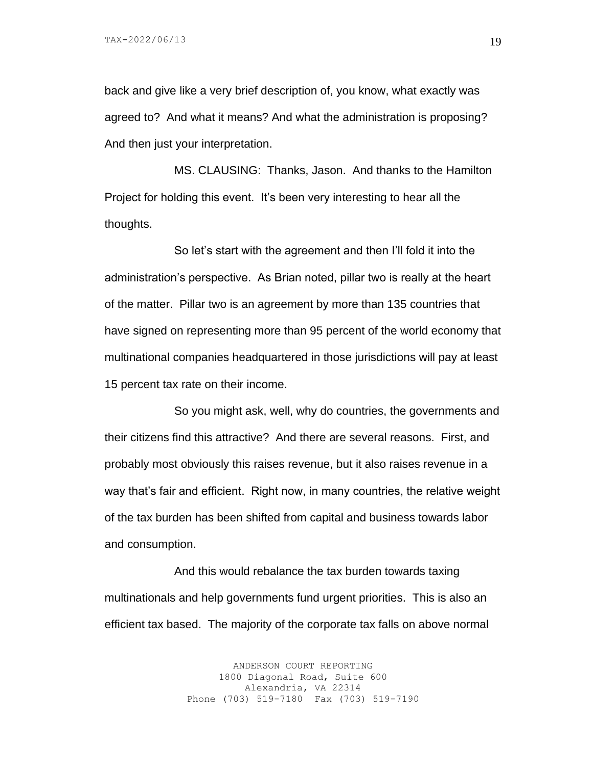back and give like a very brief description of, you know, what exactly was agreed to? And what it means? And what the administration is proposing? And then just your interpretation.

MS. CLAUSING: Thanks, Jason. And thanks to the Hamilton Project for holding this event. It's been very interesting to hear all the thoughts.

So let's start with the agreement and then I'll fold it into the administration's perspective. As Brian noted, pillar two is really at the heart of the matter. Pillar two is an agreement by more than 135 countries that have signed on representing more than 95 percent of the world economy that multinational companies headquartered in those jurisdictions will pay at least 15 percent tax rate on their income.

So you might ask, well, why do countries, the governments and their citizens find this attractive? And there are several reasons. First, and probably most obviously this raises revenue, but it also raises revenue in a way that's fair and efficient. Right now, in many countries, the relative weight of the tax burden has been shifted from capital and business towards labor and consumption.

And this would rebalance the tax burden towards taxing multinationals and help governments fund urgent priorities. This is also an efficient tax based. The majority of the corporate tax falls on above normal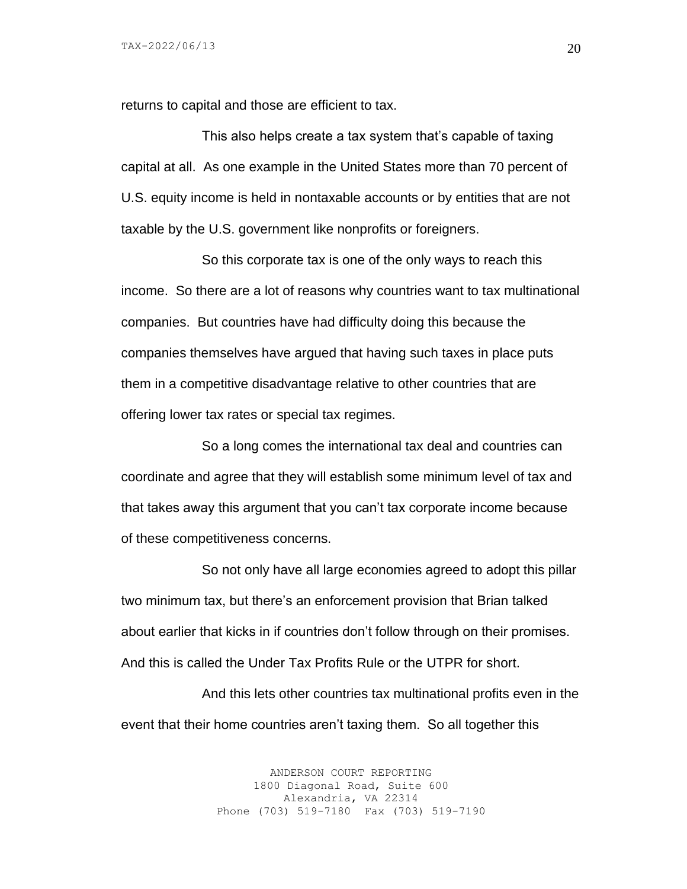returns to capital and those are efficient to tax.

This also helps create a tax system that's capable of taxing capital at all. As one example in the United States more than 70 percent of U.S. equity income is held in nontaxable accounts or by entities that are not taxable by the U.S. government like nonprofits or foreigners.

So this corporate tax is one of the only ways to reach this income. So there are a lot of reasons why countries want to tax multinational companies. But countries have had difficulty doing this because the companies themselves have argued that having such taxes in place puts them in a competitive disadvantage relative to other countries that are offering lower tax rates or special tax regimes.

So a long comes the international tax deal and countries can coordinate and agree that they will establish some minimum level of tax and that takes away this argument that you can't tax corporate income because of these competitiveness concerns.

So not only have all large economies agreed to adopt this pillar two minimum tax, but there's an enforcement provision that Brian talked about earlier that kicks in if countries don't follow through on their promises. And this is called the Under Tax Profits Rule or the UTPR for short.

And this lets other countries tax multinational profits even in the event that their home countries aren't taxing them. So all together this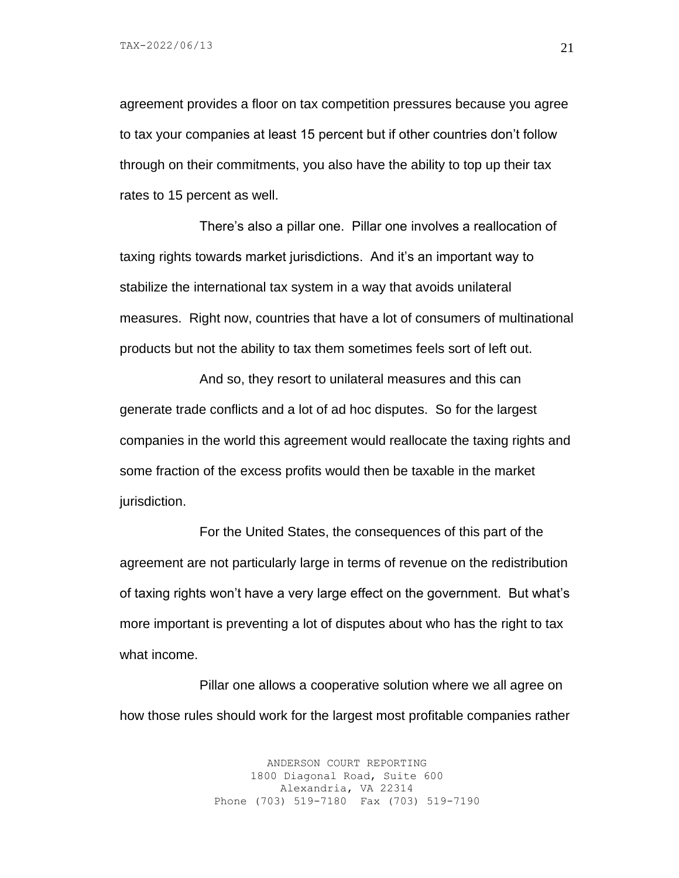agreement provides a floor on tax competition pressures because you agree to tax your companies at least 15 percent but if other countries don't follow through on their commitments, you also have the ability to top up their tax rates to 15 percent as well.

There's also a pillar one. Pillar one involves a reallocation of taxing rights towards market jurisdictions. And it's an important way to stabilize the international tax system in a way that avoids unilateral measures. Right now, countries that have a lot of consumers of multinational products but not the ability to tax them sometimes feels sort of left out.

And so, they resort to unilateral measures and this can generate trade conflicts and a lot of ad hoc disputes. So for the largest companies in the world this agreement would reallocate the taxing rights and some fraction of the excess profits would then be taxable in the market jurisdiction.

For the United States, the consequences of this part of the agreement are not particularly large in terms of revenue on the redistribution of taxing rights won't have a very large effect on the government. But what's more important is preventing a lot of disputes about who has the right to tax what income.

Pillar one allows a cooperative solution where we all agree on how those rules should work for the largest most profitable companies rather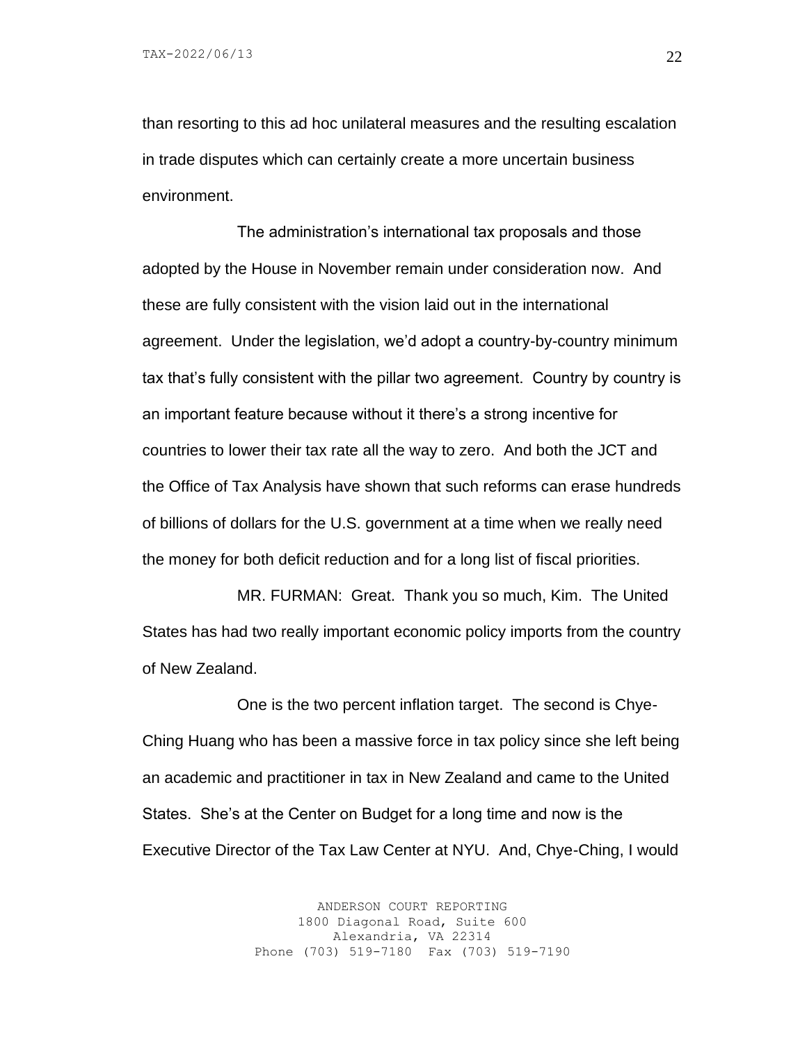than resorting to this ad hoc unilateral measures and the resulting escalation in trade disputes which can certainly create a more uncertain business environment.

The administration's international tax proposals and those adopted by the House in November remain under consideration now. And these are fully consistent with the vision laid out in the international agreement. Under the legislation, we'd adopt a country-by-country minimum tax that's fully consistent with the pillar two agreement. Country by country is an important feature because without it there's a strong incentive for countries to lower their tax rate all the way to zero. And both the JCT and the Office of Tax Analysis have shown that such reforms can erase hundreds of billions of dollars for the U.S. government at a time when we really need the money for both deficit reduction and for a long list of fiscal priorities.

MR. FURMAN: Great. Thank you so much, Kim. The United States has had two really important economic policy imports from the country of New Zealand.

One is the two percent inflation target. The second is Chye-Ching Huang who has been a massive force in tax policy since she left being an academic and practitioner in tax in New Zealand and came to the United States. She's at the Center on Budget for a long time and now is the Executive Director of the Tax Law Center at NYU. And, Chye-Ching, I would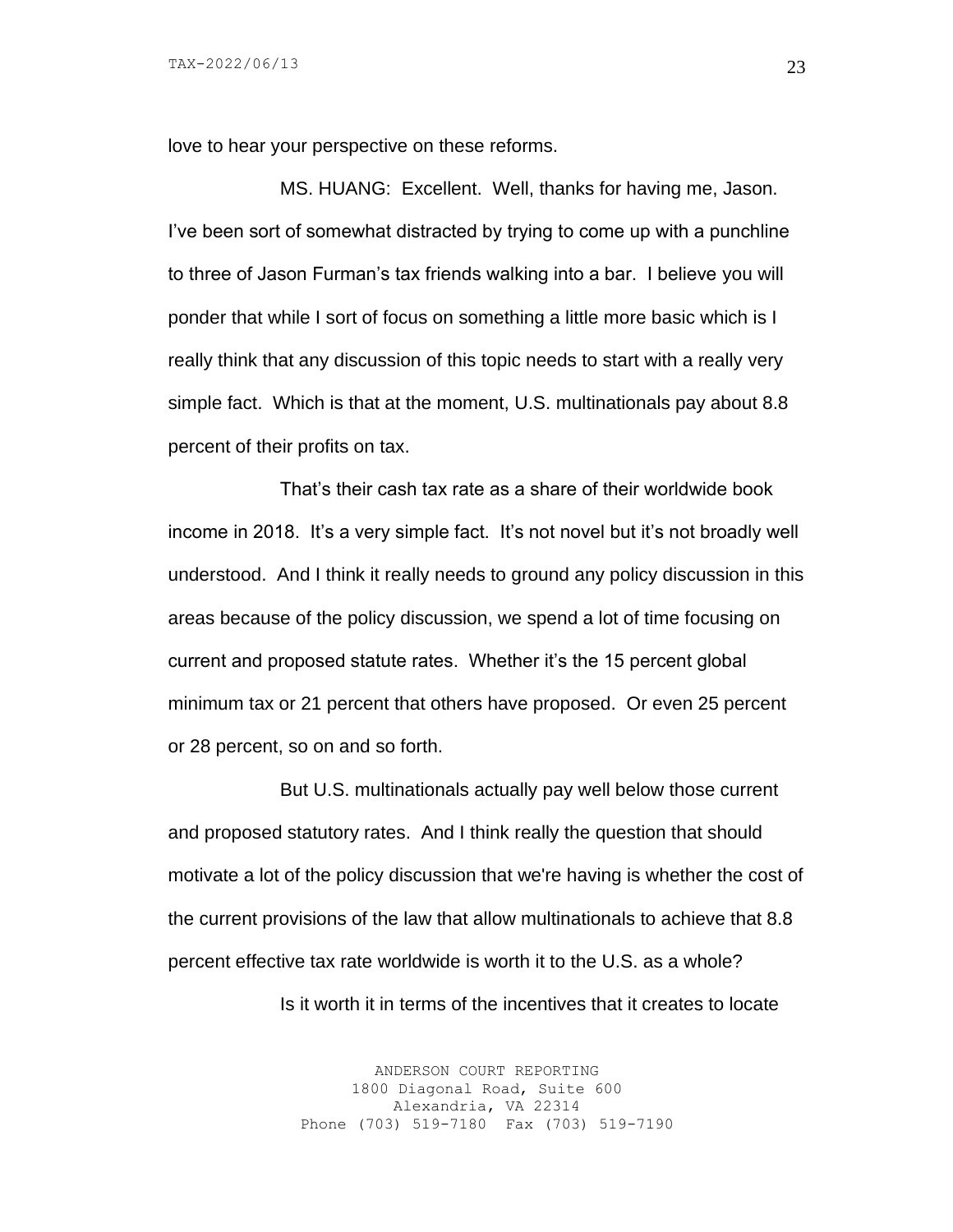love to hear your perspective on these reforms.

MS. HUANG: Excellent. Well, thanks for having me, Jason. I've been sort of somewhat distracted by trying to come up with a punchline to three of Jason Furman's tax friends walking into a bar. I believe you will ponder that while I sort of focus on something a little more basic which is I really think that any discussion of this topic needs to start with a really very simple fact. Which is that at the moment, U.S. multinationals pay about 8.8 percent of their profits on tax.

That's their cash tax rate as a share of their worldwide book income in 2018. It's a very simple fact. It's not novel but it's not broadly well understood. And I think it really needs to ground any policy discussion in this areas because of the policy discussion, we spend a lot of time focusing on current and proposed statute rates. Whether it's the 15 percent global minimum tax or 21 percent that others have proposed. Or even 25 percent or 28 percent, so on and so forth.

But U.S. multinationals actually pay well below those current and proposed statutory rates. And I think really the question that should motivate a lot of the policy discussion that we're having is whether the cost of the current provisions of the law that allow multinationals to achieve that 8.8 percent effective tax rate worldwide is worth it to the U.S. as a whole?

Is it worth it in terms of the incentives that it creates to locate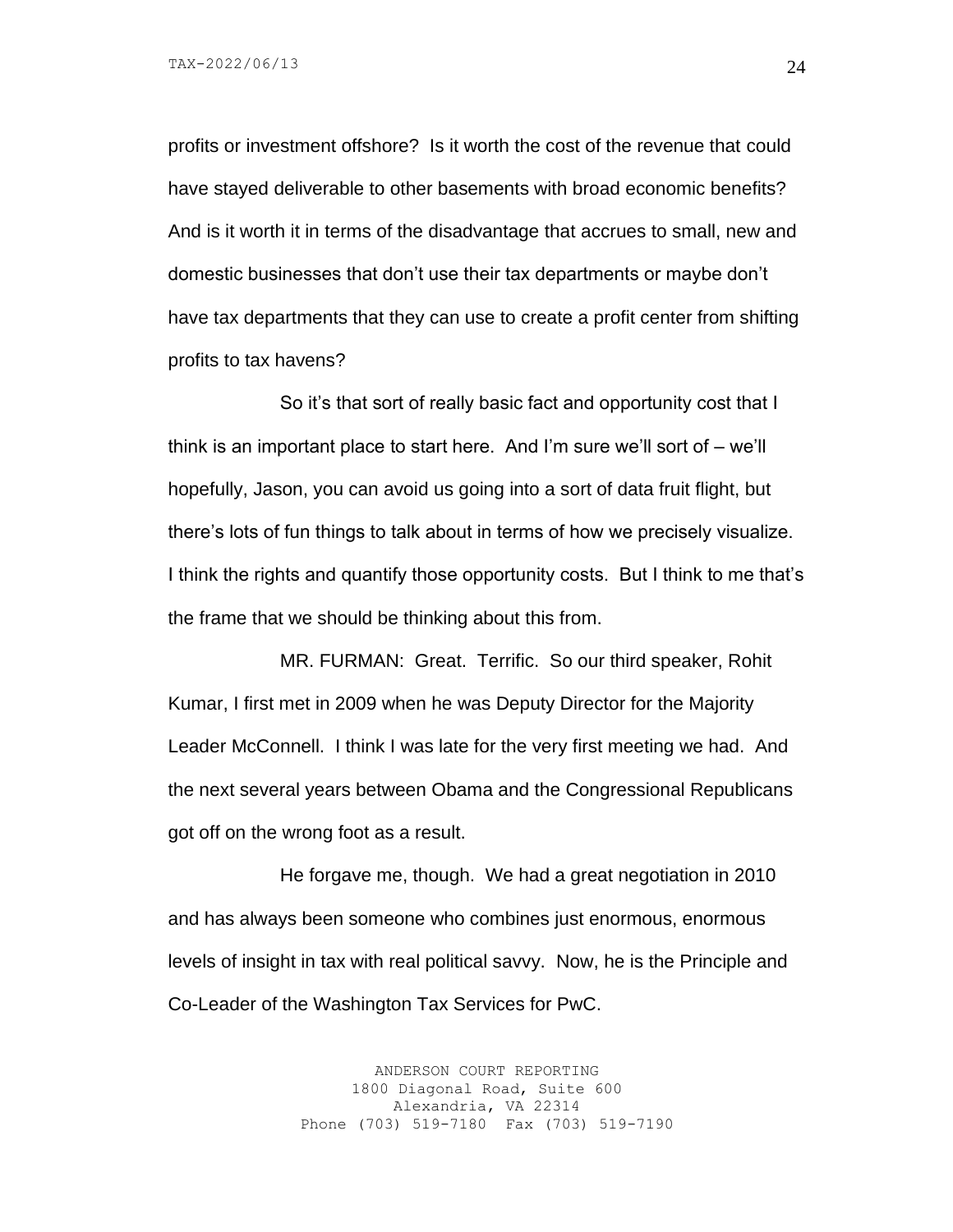profits or investment offshore? Is it worth the cost of the revenue that could have stayed deliverable to other basements with broad economic benefits? And is it worth it in terms of the disadvantage that accrues to small, new and domestic businesses that don't use their tax departments or maybe don't have tax departments that they can use to create a profit center from shifting profits to tax havens?

So it's that sort of really basic fact and opportunity cost that I think is an important place to start here. And I'm sure we'll sort of – we'll hopefully, Jason, you can avoid us going into a sort of data fruit flight, but there's lots of fun things to talk about in terms of how we precisely visualize. I think the rights and quantify those opportunity costs. But I think to me that's the frame that we should be thinking about this from.

MR. FURMAN: Great. Terrific. So our third speaker, Rohit Kumar, I first met in 2009 when he was Deputy Director for the Majority Leader McConnell. I think I was late for the very first meeting we had. And the next several years between Obama and the Congressional Republicans got off on the wrong foot as a result.

He forgave me, though. We had a great negotiation in 2010 and has always been someone who combines just enormous, enormous levels of insight in tax with real political savvy. Now, he is the Principle and Co-Leader of the Washington Tax Services for PwC.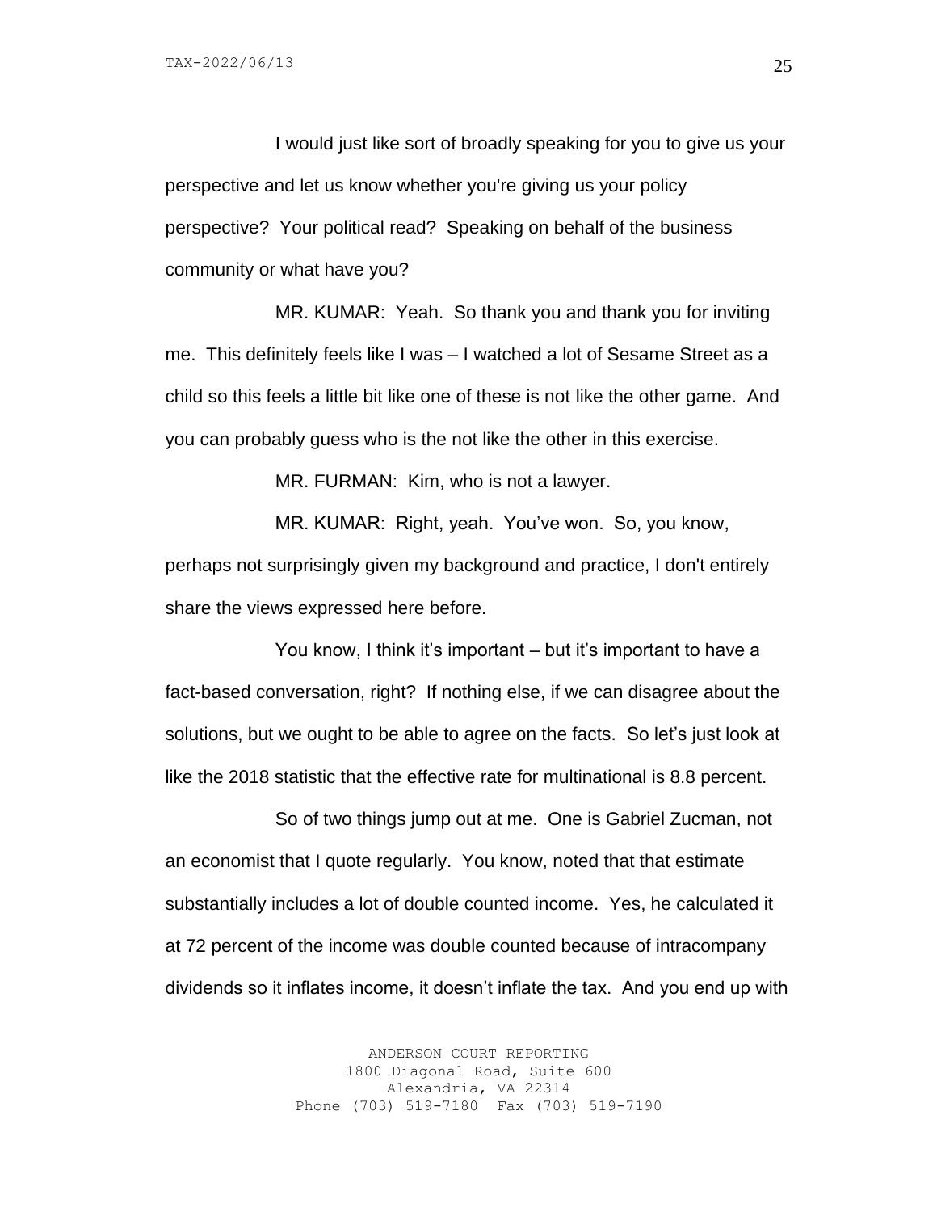I would just like sort of broadly speaking for you to give us your perspective and let us know whether you're giving us your policy perspective? Your political read? Speaking on behalf of the business community or what have you?

MR. KUMAR: Yeah. So thank you and thank you for inviting me. This definitely feels like I was – I watched a lot of Sesame Street as a child so this feels a little bit like one of these is not like the other game. And you can probably guess who is the not like the other in this exercise.

MR. FURMAN: Kim, who is not a lawyer.

MR. KUMAR: Right, yeah. You've won. So, you know, perhaps not surprisingly given my background and practice, I don't entirely share the views expressed here before.

You know, I think it's important – but it's important to have a fact-based conversation, right? If nothing else, if we can disagree about the solutions, but we ought to be able to agree on the facts. So let's just look at like the 2018 statistic that the effective rate for multinational is 8.8 percent.

So of two things jump out at me. One is Gabriel Zucman, not an economist that I quote regularly. You know, noted that that estimate substantially includes a lot of double counted income. Yes, he calculated it at 72 percent of the income was double counted because of intracompany dividends so it inflates income, it doesn't inflate the tax. And you end up with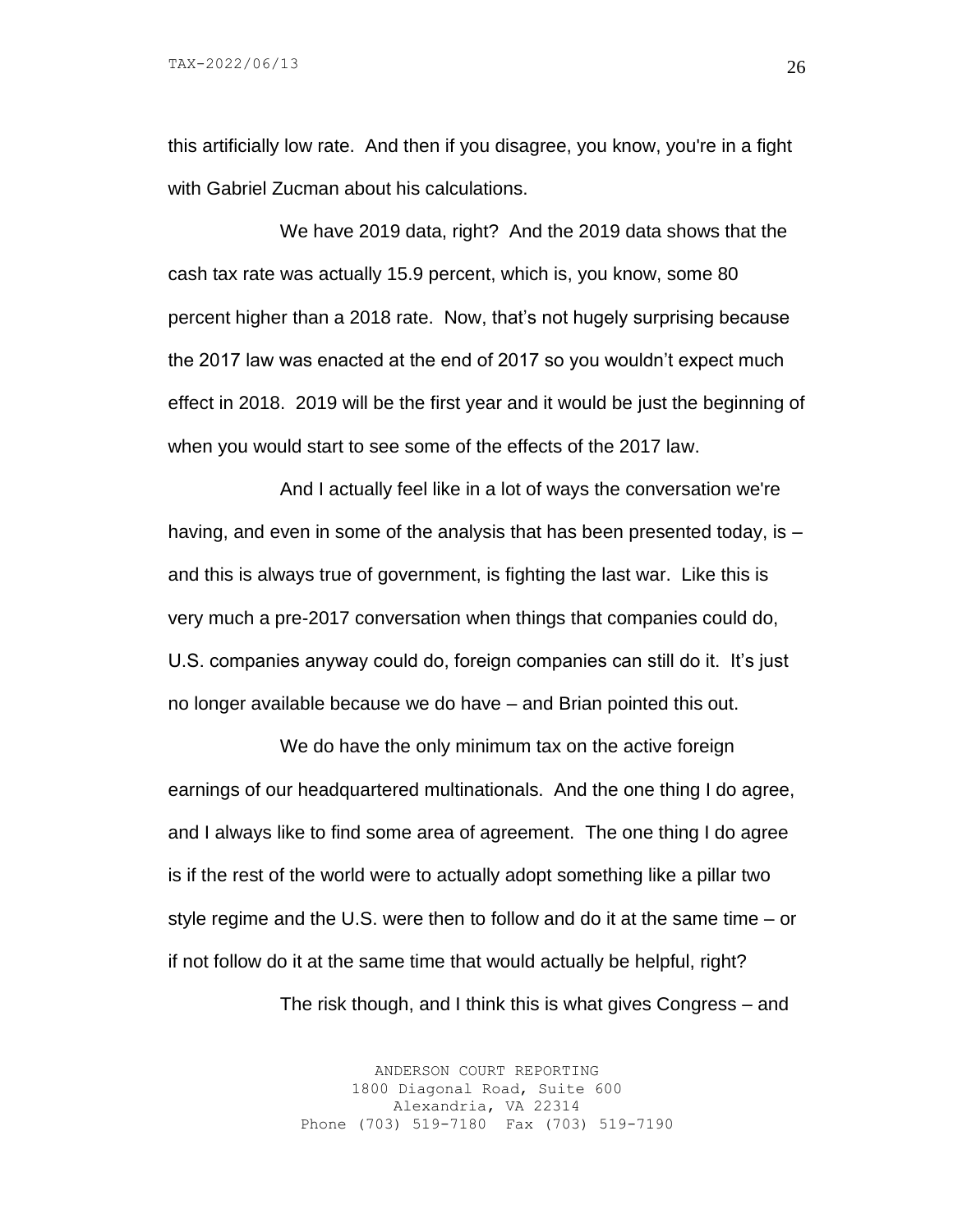this artificially low rate. And then if you disagree, you know, you're in a fight with Gabriel Zucman about his calculations.

We have 2019 data, right? And the 2019 data shows that the cash tax rate was actually 15.9 percent, which is, you know, some 80 percent higher than a 2018 rate. Now, that's not hugely surprising because the 2017 law was enacted at the end of 2017 so you wouldn't expect much effect in 2018. 2019 will be the first year and it would be just the beginning of when you would start to see some of the effects of the 2017 law.

And I actually feel like in a lot of ways the conversation we're having, and even in some of the analysis that has been presented today, is – and this is always true of government, is fighting the last war. Like this is very much a pre-2017 conversation when things that companies could do, U.S. companies anyway could do, foreign companies can still do it. It's just no longer available because we do have – and Brian pointed this out.

We do have the only minimum tax on the active foreign earnings of our headquartered multinationals. And the one thing I do agree, and I always like to find some area of agreement. The one thing I do agree is if the rest of the world were to actually adopt something like a pillar two style regime and the U.S. were then to follow and do it at the same time – or if not follow do it at the same time that would actually be helpful, right?

The risk though, and I think this is what gives Congress – and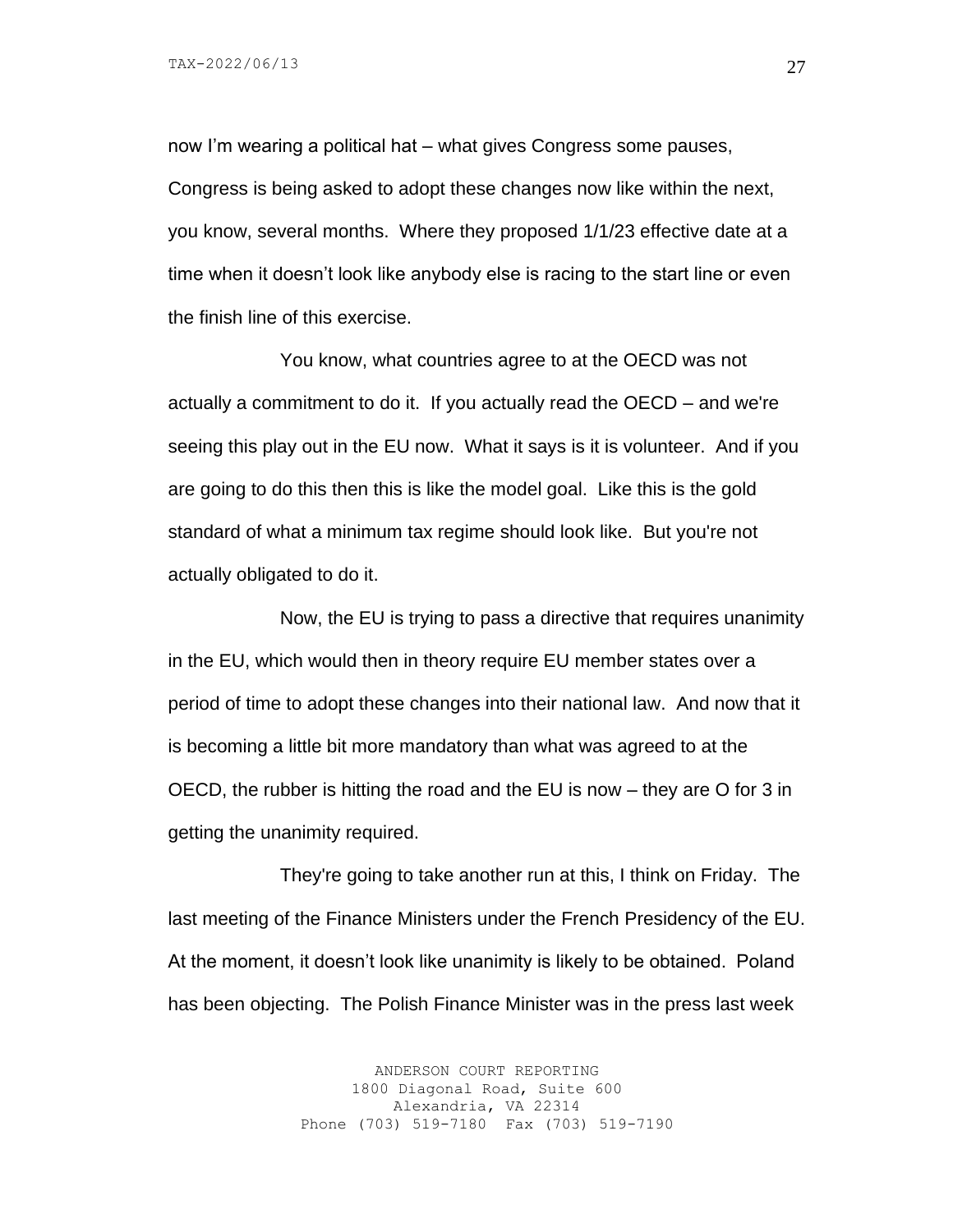now I'm wearing a political hat – what gives Congress some pauses, Congress is being asked to adopt these changes now like within the next, you know, several months. Where they proposed 1/1/23 effective date at a time when it doesn't look like anybody else is racing to the start line or even the finish line of this exercise.

You know, what countries agree to at the OECD was not actually a commitment to do it. If you actually read the OECD – and we're seeing this play out in the EU now. What it says is it is volunteer. And if you are going to do this then this is like the model goal. Like this is the gold standard of what a minimum tax regime should look like. But you're not actually obligated to do it.

Now, the EU is trying to pass a directive that requires unanimity in the EU, which would then in theory require EU member states over a period of time to adopt these changes into their national law. And now that it is becoming a little bit more mandatory than what was agreed to at the OECD, the rubber is hitting the road and the EU is now – they are O for 3 in getting the unanimity required.

They're going to take another run at this, I think on Friday. The last meeting of the Finance Ministers under the French Presidency of the EU. At the moment, it doesn't look like unanimity is likely to be obtained. Poland has been objecting. The Polish Finance Minister was in the press last week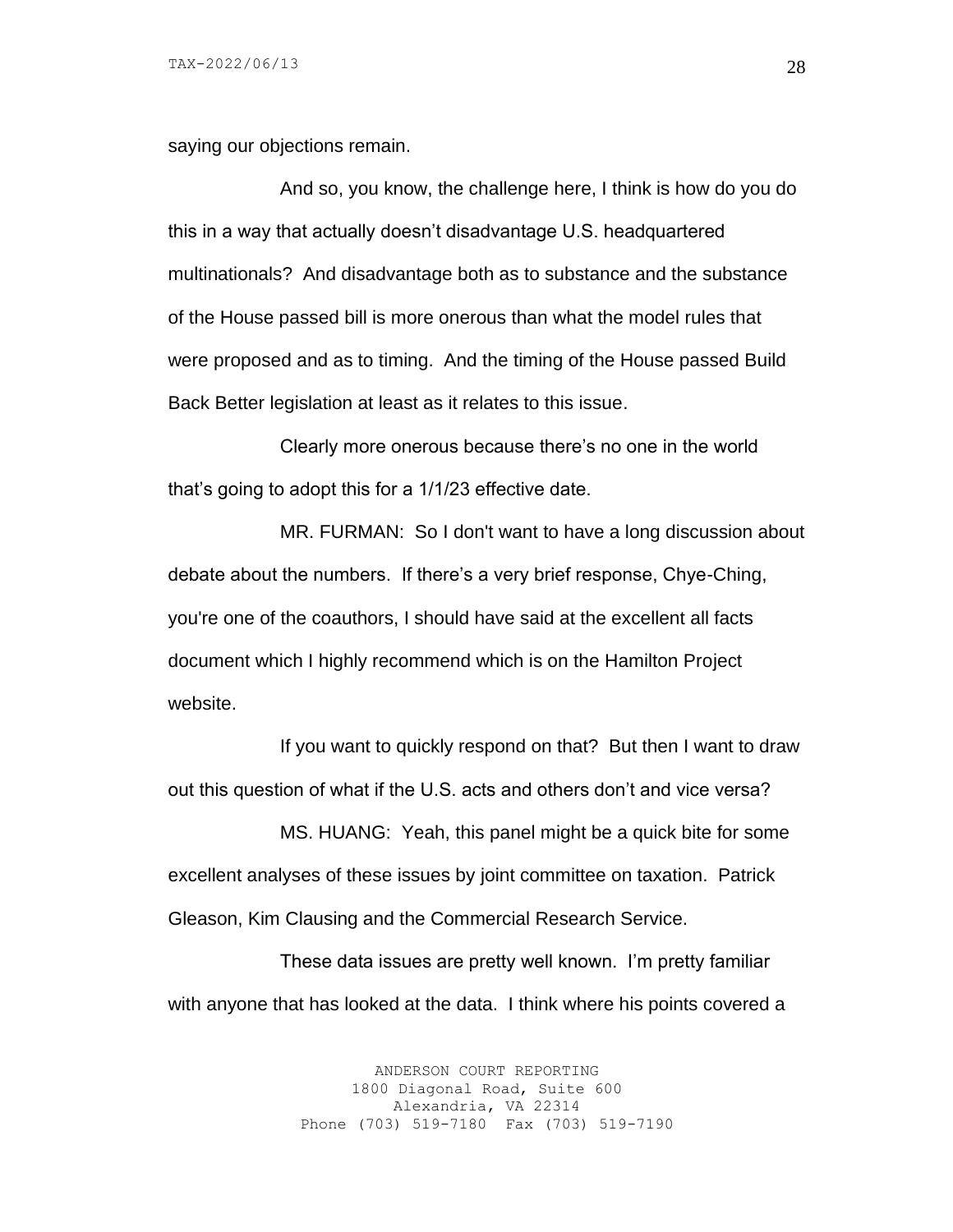saying our objections remain.

And so, you know, the challenge here, I think is how do you do this in a way that actually doesn't disadvantage U.S. headquartered multinationals? And disadvantage both as to substance and the substance of the House passed bill is more onerous than what the model rules that were proposed and as to timing. And the timing of the House passed Build Back Better legislation at least as it relates to this issue.

Clearly more onerous because there's no one in the world that's going to adopt this for a 1/1/23 effective date.

MR. FURMAN: So I don't want to have a long discussion about debate about the numbers. If there's a very brief response, Chye-Ching, you're one of the coauthors, I should have said at the excellent all facts document which I highly recommend which is on the Hamilton Project website.

If you want to quickly respond on that? But then I want to draw out this question of what if the U.S. acts and others don't and vice versa?

MS. HUANG: Yeah, this panel might be a quick bite for some excellent analyses of these issues by joint committee on taxation. Patrick Gleason, Kim Clausing and the Commercial Research Service.

These data issues are pretty well known. I'm pretty familiar with anyone that has looked at the data. I think where his points covered a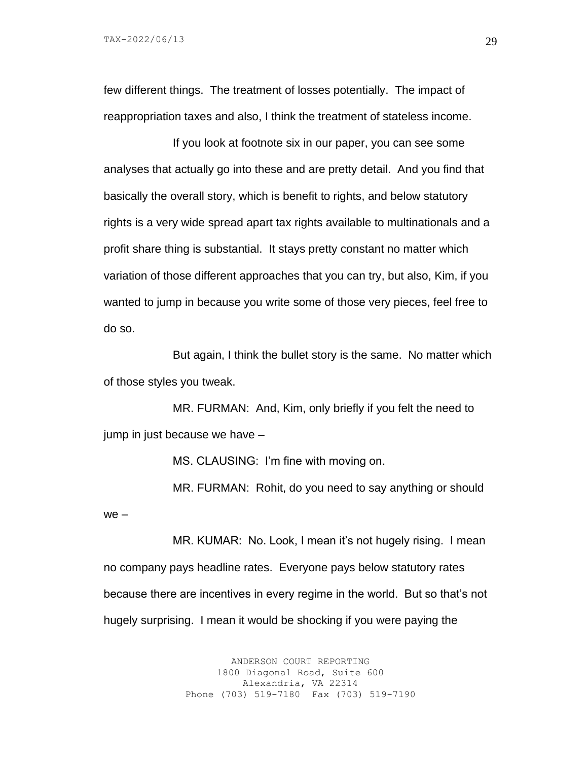few different things. The treatment of losses potentially. The impact of reappropriation taxes and also, I think the treatment of stateless income.

If you look at footnote six in our paper, you can see some analyses that actually go into these and are pretty detail. And you find that basically the overall story, which is benefit to rights, and below statutory rights is a very wide spread apart tax rights available to multinationals and a profit share thing is substantial. It stays pretty constant no matter which variation of those different approaches that you can try, but also, Kim, if you wanted to jump in because you write some of those very pieces, feel free to do so.

But again, I think the bullet story is the same. No matter which of those styles you tweak.

MR. FURMAN: And, Kim, only briefly if you felt the need to jump in just because we have –

MS. CLAUSING: I'm fine with moving on.

MR. FURMAN: Rohit, do you need to say anything or should we –

MR. KUMAR: No. Look, I mean it's not hugely rising. I mean no company pays headline rates. Everyone pays below statutory rates because there are incentives in every regime in the world. But so that's not hugely surprising. I mean it would be shocking if you were paying the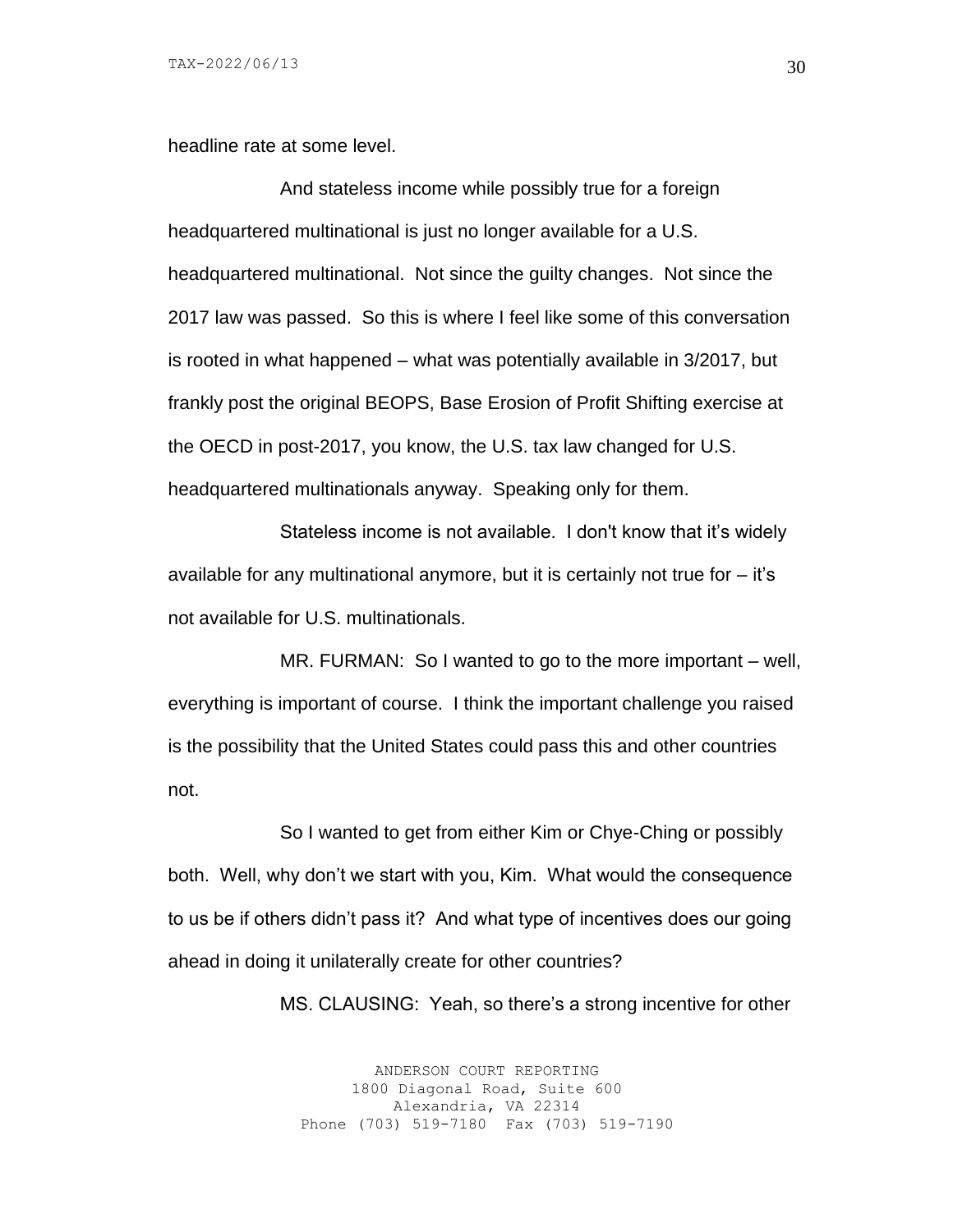headline rate at some level.

And stateless income while possibly true for a foreign headquartered multinational is just no longer available for a U.S. headquartered multinational. Not since the guilty changes. Not since the 2017 law was passed. So this is where I feel like some of this conversation is rooted in what happened – what was potentially available in 3/2017, but frankly post the original BEOPS, Base Erosion of Profit Shifting exercise at the OECD in post-2017, you know, the U.S. tax law changed for U.S. headquartered multinationals anyway. Speaking only for them.

Stateless income is not available. I don't know that it's widely available for any multinational anymore, but it is certainly not true for – it's not available for U.S. multinationals.

MR. FURMAN: So I wanted to go to the more important – well, everything is important of course. I think the important challenge you raised is the possibility that the United States could pass this and other countries not.

So I wanted to get from either Kim or Chye-Ching or possibly both. Well, why don't we start with you, Kim. What would the consequence to us be if others didn't pass it? And what type of incentives does our going ahead in doing it unilaterally create for other countries?

MS. CLAUSING: Yeah, so there's a strong incentive for other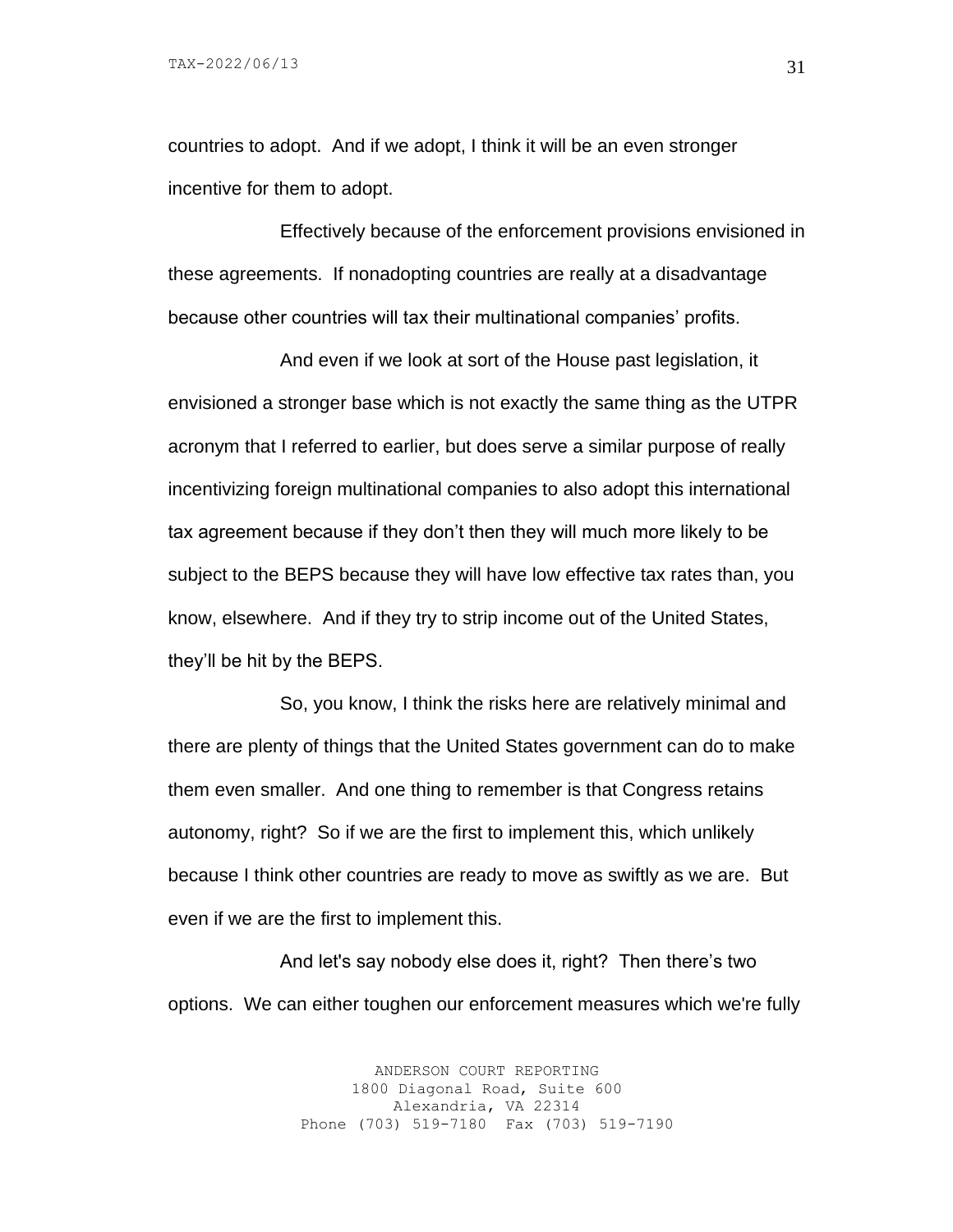countries to adopt. And if we adopt, I think it will be an even stronger incentive for them to adopt.

Effectively because of the enforcement provisions envisioned in these agreements. If nonadopting countries are really at a disadvantage because other countries will tax their multinational companies' profits.

And even if we look at sort of the House past legislation, it envisioned a stronger base which is not exactly the same thing as the UTPR acronym that I referred to earlier, but does serve a similar purpose of really incentivizing foreign multinational companies to also adopt this international tax agreement because if they don't then they will much more likely to be subject to the BEPS because they will have low effective tax rates than, you know, elsewhere. And if they try to strip income out of the United States, they'll be hit by the BEPS.

So, you know, I think the risks here are relatively minimal and there are plenty of things that the United States government can do to make them even smaller. And one thing to remember is that Congress retains autonomy, right? So if we are the first to implement this, which unlikely because I think other countries are ready to move as swiftly as we are. But even if we are the first to implement this.

And let's say nobody else does it, right? Then there's two options. We can either toughen our enforcement measures which we're fully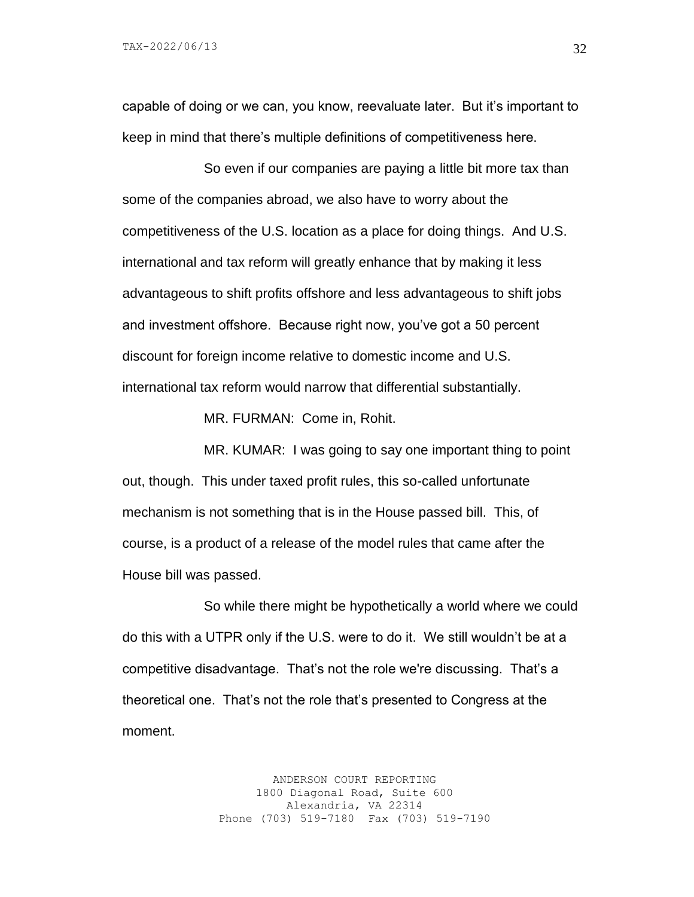capable of doing or we can, you know, reevaluate later. But it's important to keep in mind that there's multiple definitions of competitiveness here.

So even if our companies are paying a little bit more tax than some of the companies abroad, we also have to worry about the competitiveness of the U.S. location as a place for doing things. And U.S. international and tax reform will greatly enhance that by making it less advantageous to shift profits offshore and less advantageous to shift jobs and investment offshore. Because right now, you've got a 50 percent discount for foreign income relative to domestic income and U.S. international tax reform would narrow that differential substantially.

MR. FURMAN: Come in, Rohit.

MR. KUMAR: I was going to say one important thing to point out, though. This under taxed profit rules, this so-called unfortunate mechanism is not something that is in the House passed bill. This, of course, is a product of a release of the model rules that came after the House bill was passed.

So while there might be hypothetically a world where we could do this with a UTPR only if the U.S. were to do it. We still wouldn't be at a competitive disadvantage. That's not the role we're discussing. That's a theoretical one. That's not the role that's presented to Congress at the moment.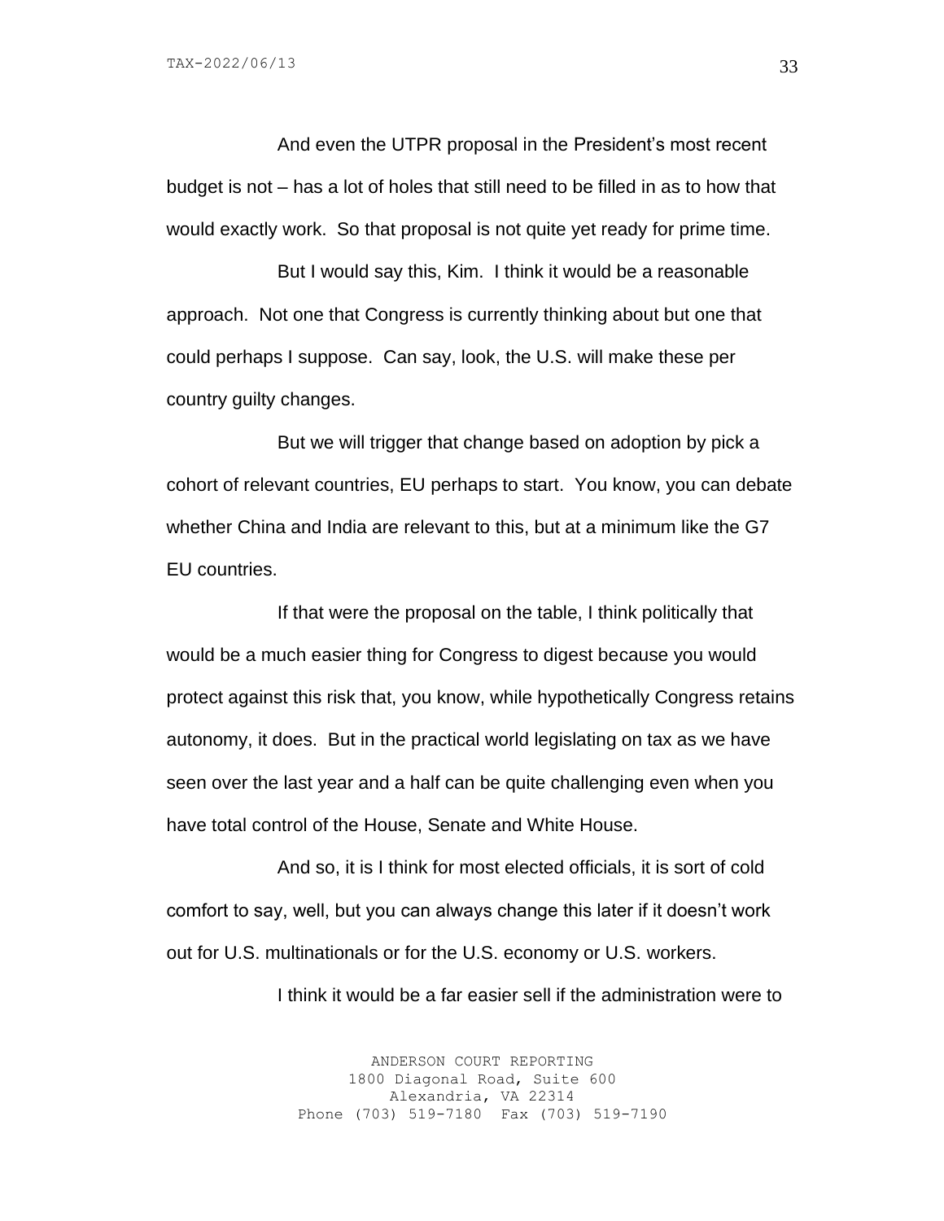And even the UTPR proposal in the President's most recent budget is not – has a lot of holes that still need to be filled in as to how that would exactly work. So that proposal is not quite yet ready for prime time.

But I would say this, Kim. I think it would be a reasonable approach. Not one that Congress is currently thinking about but one that could perhaps I suppose. Can say, look, the U.S. will make these per country guilty changes.

But we will trigger that change based on adoption by pick a cohort of relevant countries, EU perhaps to start. You know, you can debate whether China and India are relevant to this, but at a minimum like the G7 EU countries.

If that were the proposal on the table, I think politically that would be a much easier thing for Congress to digest because you would protect against this risk that, you know, while hypothetically Congress retains autonomy, it does. But in the practical world legislating on tax as we have seen over the last year and a half can be quite challenging even when you have total control of the House, Senate and White House.

And so, it is I think for most elected officials, it is sort of cold comfort to say, well, but you can always change this later if it doesn't work out for U.S. multinationals or for the U.S. economy or U.S. workers.

I think it would be a far easier sell if the administration were to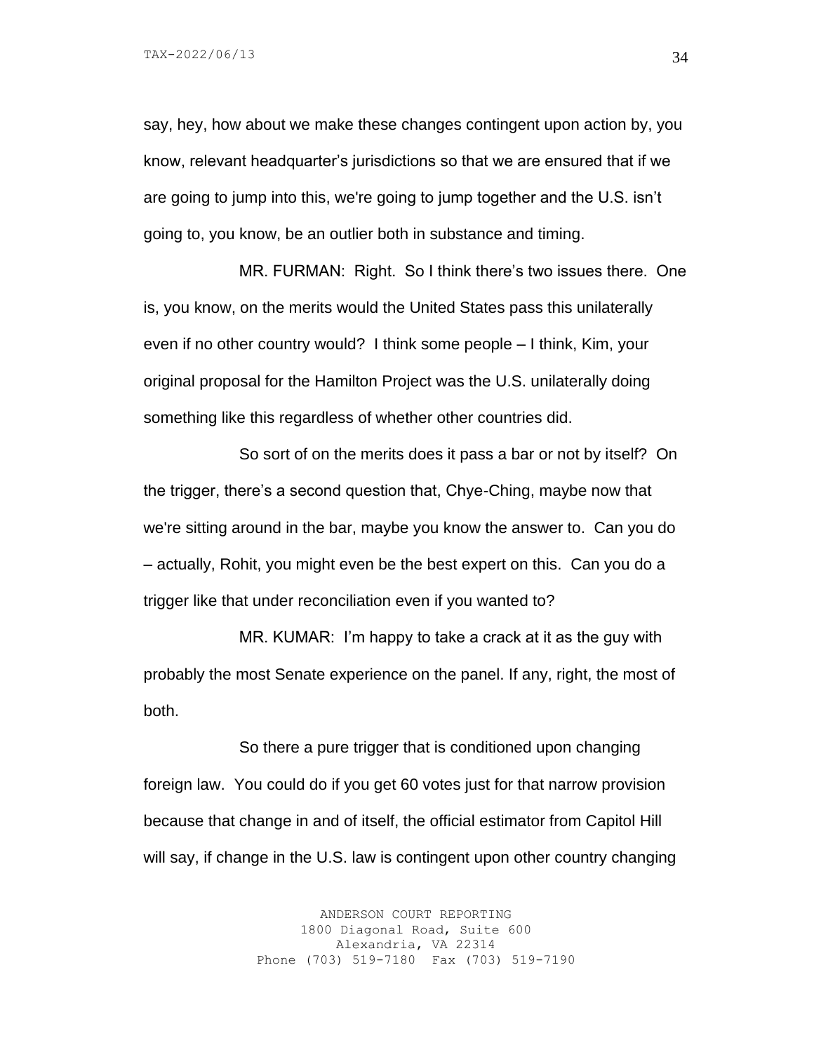say, hey, how about we make these changes contingent upon action by, you know, relevant headquarter's jurisdictions so that we are ensured that if we are going to jump into this, we're going to jump together and the U.S. isn't going to, you know, be an outlier both in substance and timing.

MR. FURMAN: Right. So I think there's two issues there. One is, you know, on the merits would the United States pass this unilaterally even if no other country would? I think some people – I think, Kim, your original proposal for the Hamilton Project was the U.S. unilaterally doing something like this regardless of whether other countries did.

So sort of on the merits does it pass a bar or not by itself? On the trigger, there's a second question that, Chye-Ching, maybe now that we're sitting around in the bar, maybe you know the answer to. Can you do – actually, Rohit, you might even be the best expert on this. Can you do a trigger like that under reconciliation even if you wanted to?

MR. KUMAR: I'm happy to take a crack at it as the guy with probably the most Senate experience on the panel. If any, right, the most of both.

So there a pure trigger that is conditioned upon changing foreign law. You could do if you get 60 votes just for that narrow provision because that change in and of itself, the official estimator from Capitol Hill will say, if change in the U.S. law is contingent upon other country changing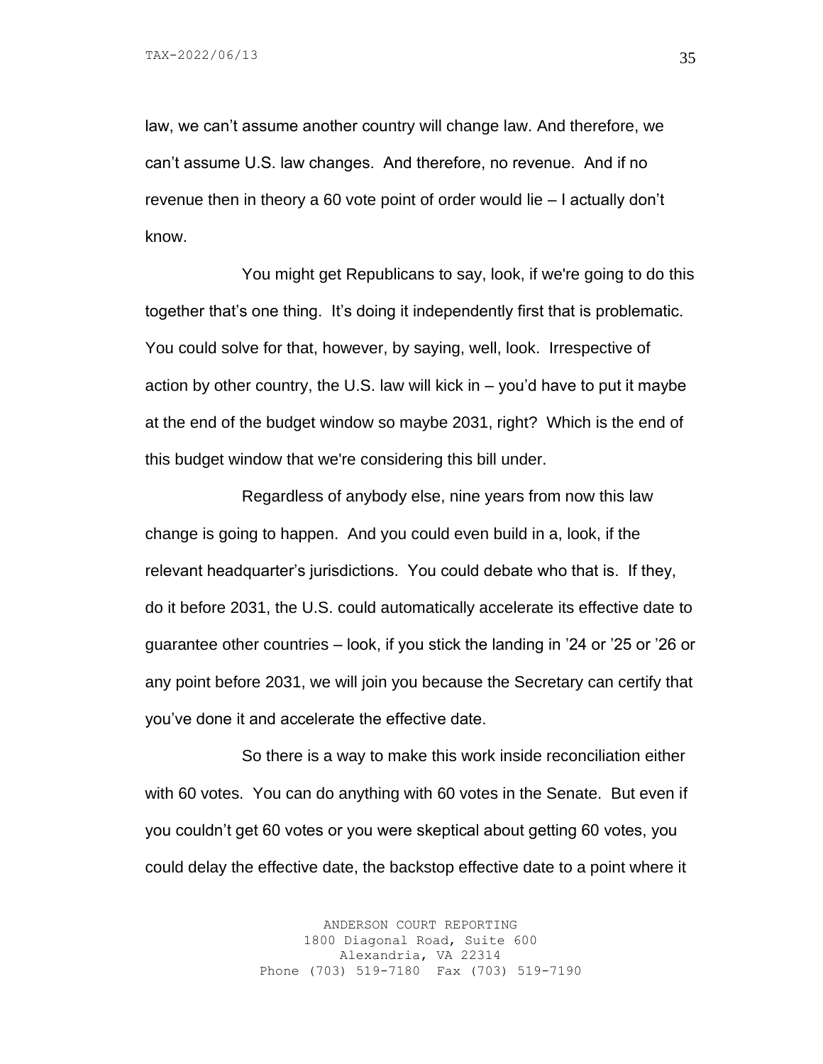law, we can’t assume another country will change law. And therefore, we can’t assume U.S. law changes. And therefore, no revenue. And if no revenue then in theory a 60 vote point of order would lie – I actually don’t know.

You might get Republicans to say, look, if we're going to do this together that’s one thing. It’s doing it independently first that is problematic. You could solve for that, however, by saying, well, look. Irrespective of action by other country, the U.S. law will kick in – you’d have to put it maybe at the end of the budget window so maybe 2031, right? Which is the end of this budget window that we're considering this bill under.

Regardless of anybody else, nine years from now this law change is going to happen. And you could even build in a, look, if the relevant headquarter’s jurisdictions. You could debate who that is. If they, do it before 2031, the U.S. could automatically accelerate its effective date to guarantee other countries – look, if you stick the landing in ’24 or ’25 or ’26 or any point before 2031, we will join you because the Secretary can certify that you’ve done it and accelerate the effective date.

So there is a way to make this work inside reconciliation either with 60 votes. You can do anything with 60 votes in the Senate. But even if you couldn’t get 60 votes or you were skeptical about getting 60 votes, you could delay the effective date, the backstop effective date to a point where it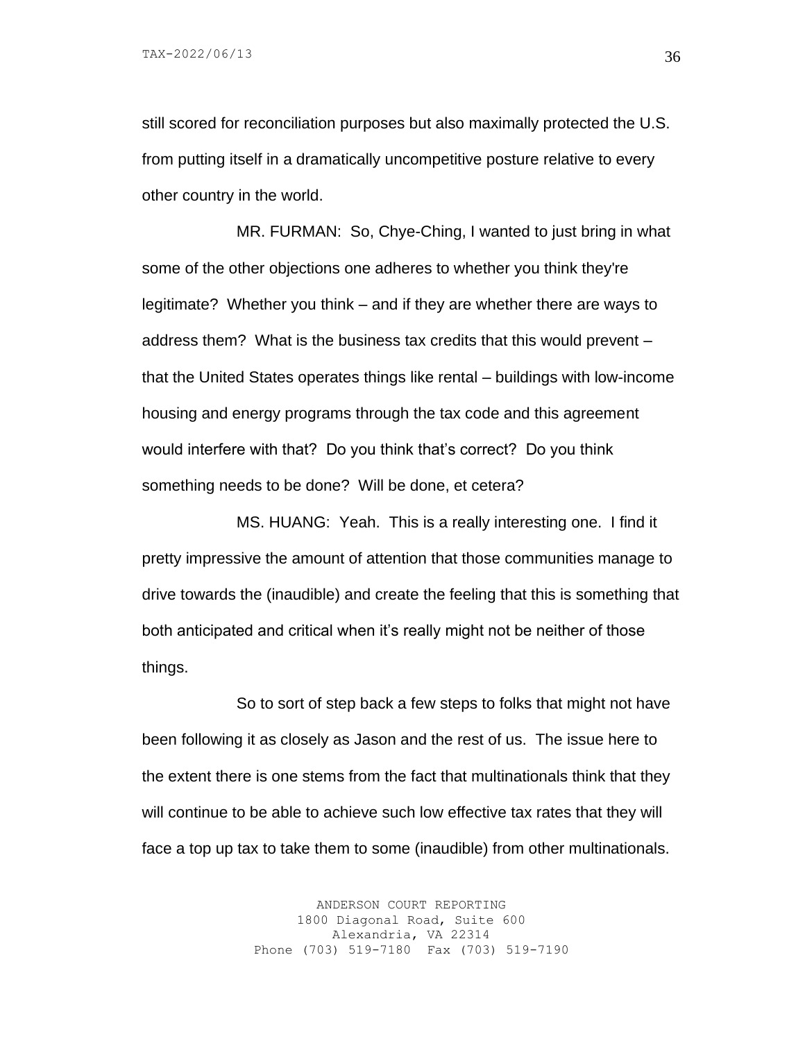still scored for reconciliation purposes but also maximally protected the U.S. from putting itself in a dramatically uncompetitive posture relative to every other country in the world.

MR. FURMAN: So, Chye-Ching, I wanted to just bring in what some of the other objections one adheres to whether you think they're legitimate? Whether you think – and if they are whether there are ways to address them? What is the business tax credits that this would prevent – that the United States operates things like rental – buildings with low-income housing and energy programs through the tax code and this agreement would interfere with that? Do you think that's correct? Do you think something needs to be done? Will be done, et cetera?

MS. HUANG: Yeah. This is a really interesting one. I find it pretty impressive the amount of attention that those communities manage to drive towards the (inaudible) and create the feeling that this is something that both anticipated and critical when it's really might not be neither of those things.

So to sort of step back a few steps to folks that might not have been following it as closely as Jason and the rest of us. The issue here to the extent there is one stems from the fact that multinationals think that they will continue to be able to achieve such low effective tax rates that they will face a top up tax to take them to some (inaudible) from other multinationals.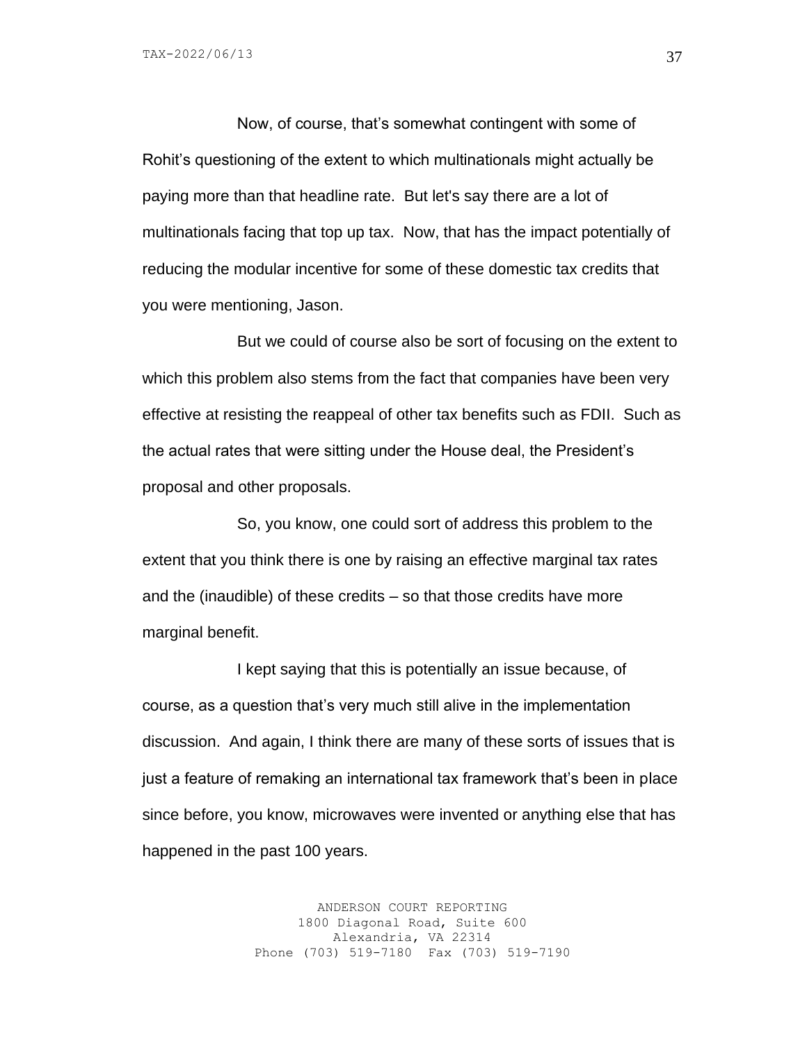Now, of course, that's somewhat contingent with some of Rohit's questioning of the extent to which multinationals might actually be paying more than that headline rate. But let's say there are a lot of multinationals facing that top up tax. Now, that has the impact potentially of reducing the modular incentive for some of these domestic tax credits that you were mentioning, Jason.

But we could of course also be sort of focusing on the extent to which this problem also stems from the fact that companies have been very effective at resisting the reappeal of other tax benefits such as FDII. Such as the actual rates that were sitting under the House deal, the President's proposal and other proposals.

So, you know, one could sort of address this problem to the extent that you think there is one by raising an effective marginal tax rates and the (inaudible) of these credits – so that those credits have more marginal benefit.

I kept saying that this is potentially an issue because, of course, as a question that's very much still alive in the implementation discussion. And again, I think there are many of these sorts of issues that is just a feature of remaking an international tax framework that's been in place since before, you know, microwaves were invented or anything else that has happened in the past 100 years.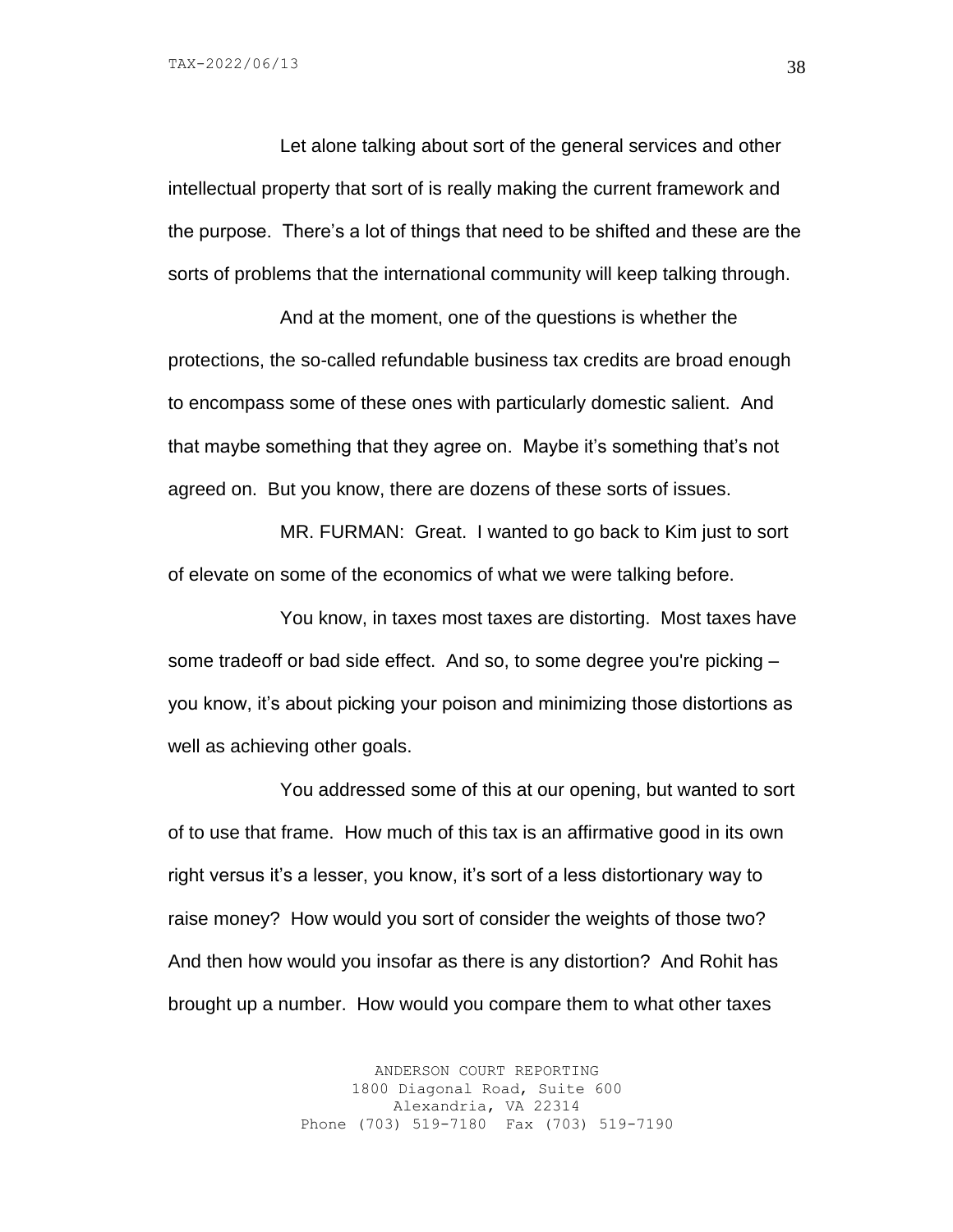Let alone talking about sort of the general services and other intellectual property that sort of is really making the current framework and the purpose. There's a lot of things that need to be shifted and these are the sorts of problems that the international community will keep talking through.

And at the moment, one of the questions is whether the protections, the so-called refundable business tax credits are broad enough to encompass some of these ones with particularly domestic salient. And that maybe something that they agree on. Maybe it's something that's not agreed on. But you know, there are dozens of these sorts of issues.

MR. FURMAN: Great. I wanted to go back to Kim just to sort of elevate on some of the economics of what we were talking before.

You know, in taxes most taxes are distorting. Most taxes have some tradeoff or bad side effect. And so, to some degree you're picking – you know, it's about picking your poison and minimizing those distortions as well as achieving other goals.

You addressed some of this at our opening, but wanted to sort of to use that frame. How much of this tax is an affirmative good in its own right versus it's a lesser, you know, it's sort of a less distortionary way to raise money? How would you sort of consider the weights of those two? And then how would you insofar as there is any distortion? And Rohit has brought up a number. How would you compare them to what other taxes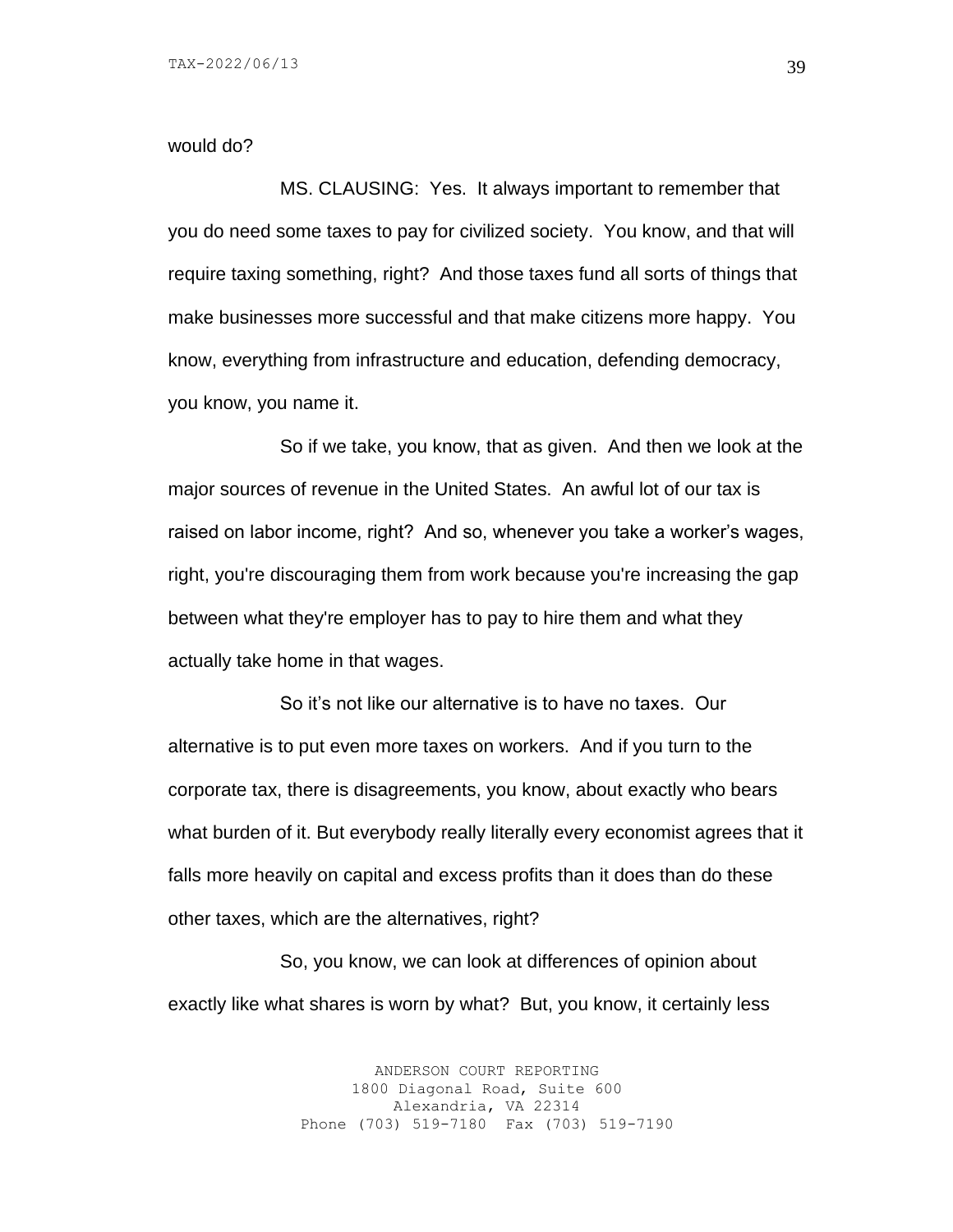would do?

MS. CLAUSING: Yes. It always important to remember that you do need some taxes to pay for civilized society. You know, and that will require taxing something, right? And those taxes fund all sorts of things that make businesses more successful and that make citizens more happy. You know, everything from infrastructure and education, defending democracy, you know, you name it.

So if we take, you know, that as given. And then we look at the major sources of revenue in the United States. An awful lot of our tax is raised on labor income, right? And so, whenever you take a worker's wages, right, you're discouraging them from work because you're increasing the gap between what they're employer has to pay to hire them and what they actually take home in that wages.

So it's not like our alternative is to have no taxes. Our alternative is to put even more taxes on workers. And if you turn to the corporate tax, there is disagreements, you know, about exactly who bears what burden of it. But everybody really literally every economist agrees that it falls more heavily on capital and excess profits than it does than do these other taxes, which are the alternatives, right?

So, you know, we can look at differences of opinion about exactly like what shares is worn by what? But, you know, it certainly less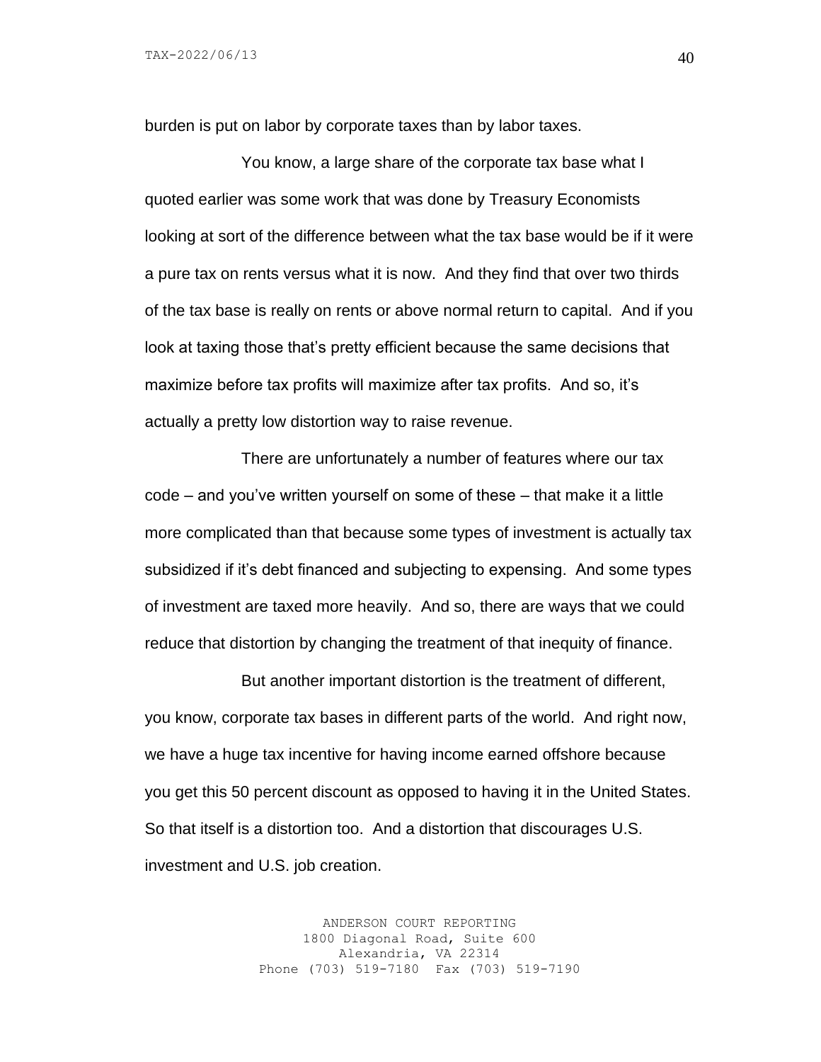burden is put on labor by corporate taxes than by labor taxes.

You know, a large share of the corporate tax base what I quoted earlier was some work that was done by Treasury Economists looking at sort of the difference between what the tax base would be if it were a pure tax on rents versus what it is now. And they find that over two thirds of the tax base is really on rents or above normal return to capital. And if you look at taxing those that's pretty efficient because the same decisions that maximize before tax profits will maximize after tax profits. And so, it's actually a pretty low distortion way to raise revenue.

There are unfortunately a number of features where our tax code – and you've written yourself on some of these – that make it a little more complicated than that because some types of investment is actually tax subsidized if it's debt financed and subjecting to expensing. And some types of investment are taxed more heavily. And so, there are ways that we could reduce that distortion by changing the treatment of that inequity of finance.

But another important distortion is the treatment of different, you know, corporate tax bases in different parts of the world. And right now, we have a huge tax incentive for having income earned offshore because you get this 50 percent discount as opposed to having it in the United States. So that itself is a distortion too. And a distortion that discourages U.S. investment and U.S. job creation.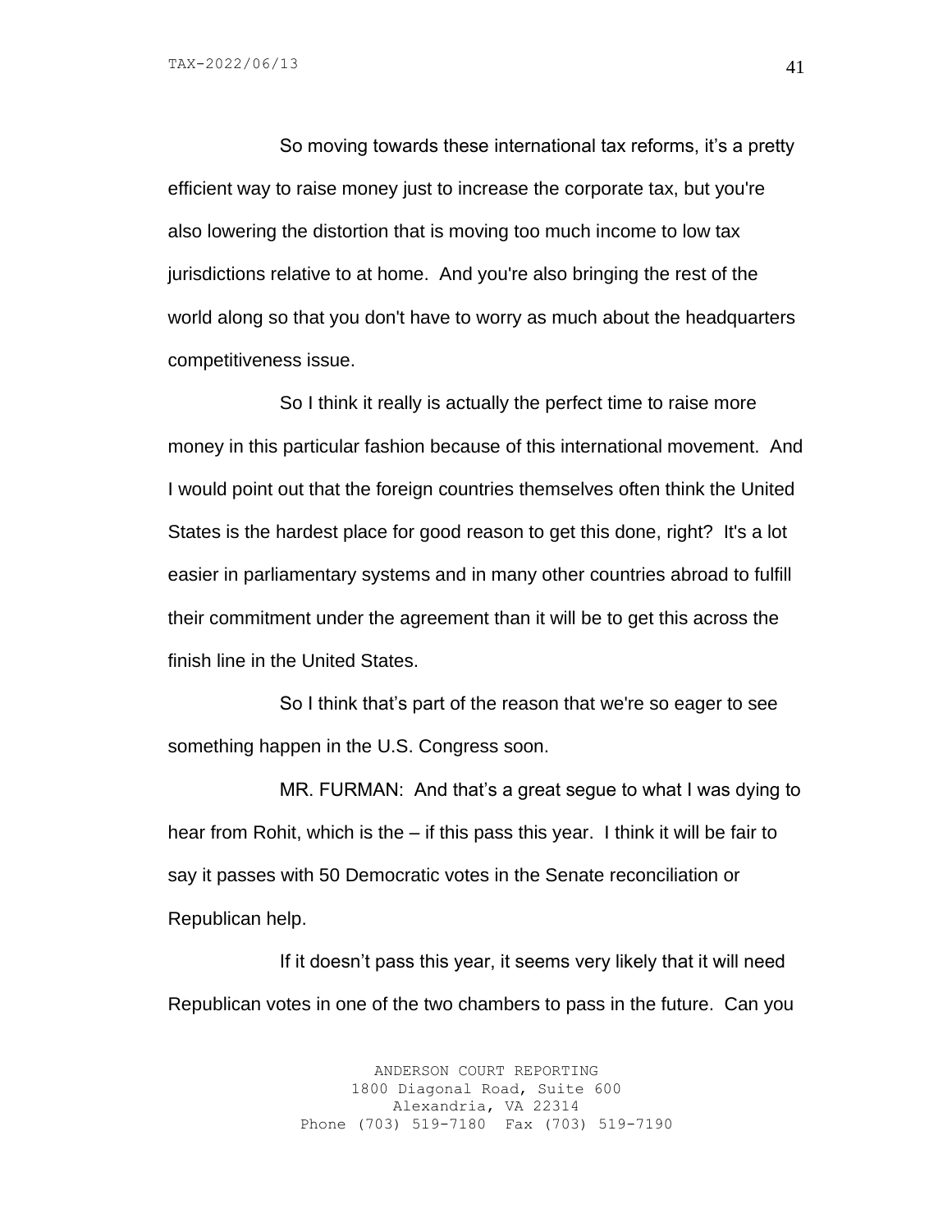So moving towards these international tax reforms, it's a pretty efficient way to raise money just to increase the corporate tax, but you're also lowering the distortion that is moving too much income to low tax jurisdictions relative to at home. And you're also bringing the rest of the world along so that you don't have to worry as much about the headquarters competitiveness issue.

So I think it really is actually the perfect time to raise more money in this particular fashion because of this international movement. And I would point out that the foreign countries themselves often think the United States is the hardest place for good reason to get this done, right? It's a lot easier in parliamentary systems and in many other countries abroad to fulfill their commitment under the agreement than it will be to get this across the finish line in the United States.

So I think that's part of the reason that we're so eager to see something happen in the U.S. Congress soon.

MR. FURMAN: And that's a great segue to what I was dying to hear from Rohit, which is the – if this pass this year. I think it will be fair to say it passes with 50 Democratic votes in the Senate reconciliation or Republican help.

If it doesn't pass this year, it seems very likely that it will need Republican votes in one of the two chambers to pass in the future. Can you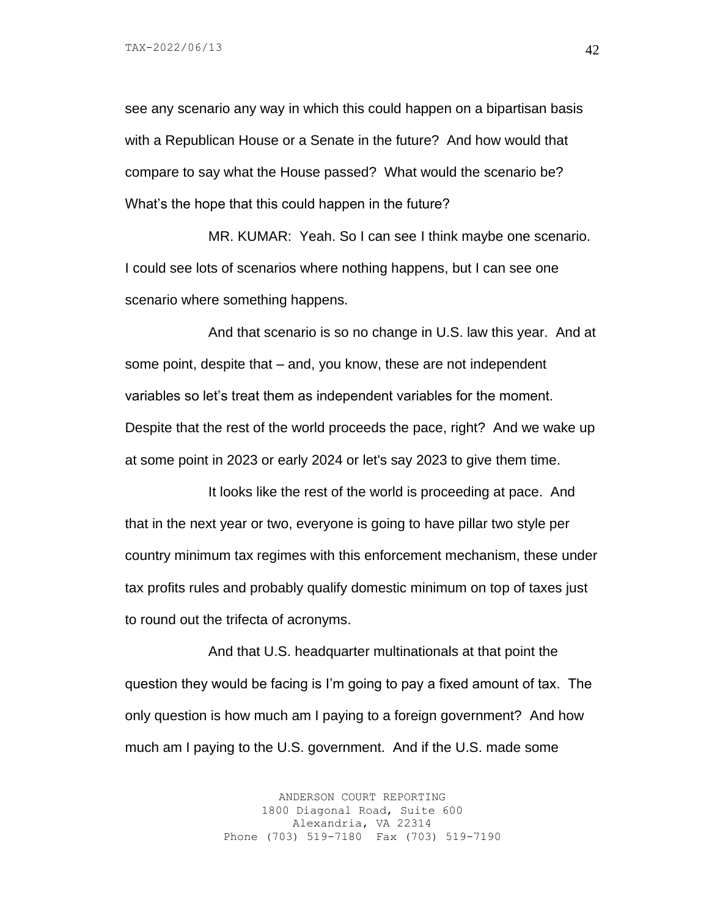see any scenario any way in which this could happen on a bipartisan basis with a Republican House or a Senate in the future? And how would that compare to say what the House passed? What would the scenario be? What's the hope that this could happen in the future?

MR. KUMAR: Yeah. So I can see I think maybe one scenario. I could see lots of scenarios where nothing happens, but I can see one scenario where something happens.

And that scenario is so no change in U.S. law this year. And at some point, despite that – and, you know, these are not independent variables so let's treat them as independent variables for the moment. Despite that the rest of the world proceeds the pace, right? And we wake up at some point in 2023 or early 2024 or let's say 2023 to give them time.

It looks like the rest of the world is proceeding at pace. And that in the next year or two, everyone is going to have pillar two style per country minimum tax regimes with this enforcement mechanism, these under tax profits rules and probably qualify domestic minimum on top of taxes just to round out the trifecta of acronyms.

And that U.S. headquarter multinationals at that point the question they would be facing is I'm going to pay a fixed amount of tax. The only question is how much am I paying to a foreign government? And how much am I paying to the U.S. government. And if the U.S. made some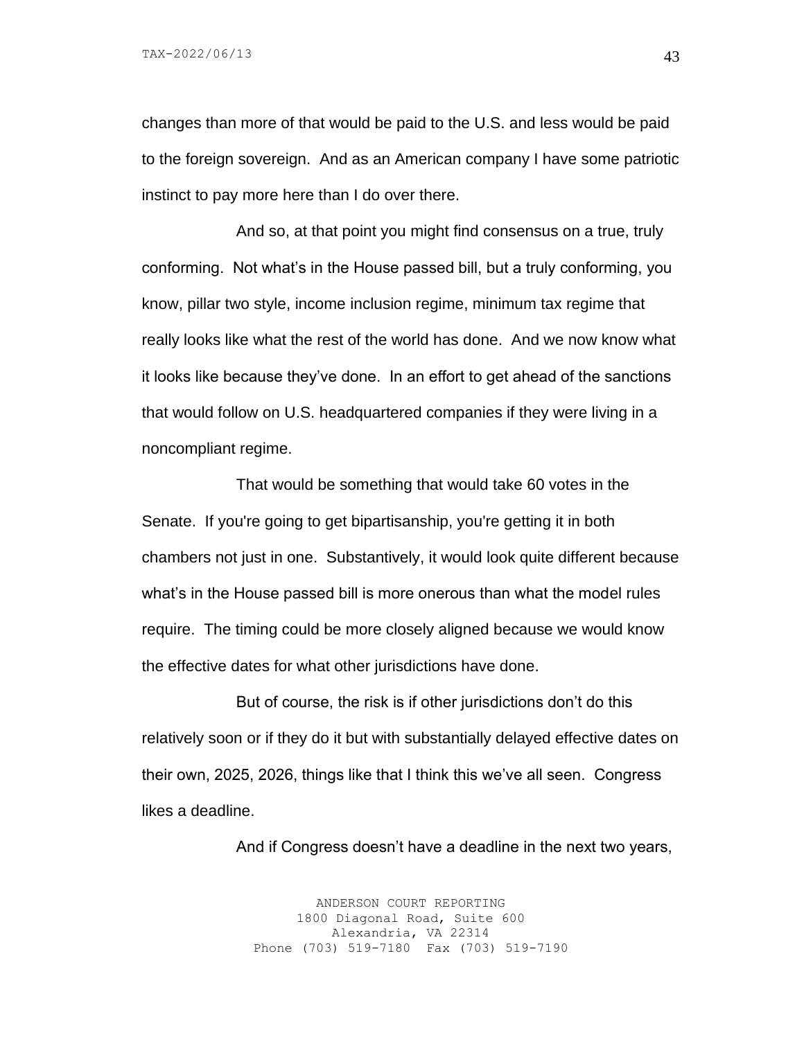changes than more of that would be paid to the U.S. and less would be paid to the foreign sovereign. And as an American company I have some patriotic instinct to pay more here than I do over there.

And so, at that point you might find consensus on a true, truly conforming. Not what's in the House passed bill, but a truly conforming, you know, pillar two style, income inclusion regime, minimum tax regime that really looks like what the rest of the world has done. And we now know what it looks like because they've done. In an effort to get ahead of the sanctions that would follow on U.S. headquartered companies if they were living in a noncompliant regime.

That would be something that would take 60 votes in the Senate. If you're going to get bipartisanship, you're getting it in both chambers not just in one. Substantively, it would look quite different because what's in the House passed bill is more onerous than what the model rules require. The timing could be more closely aligned because we would know the effective dates for what other jurisdictions have done.

But of course, the risk is if other jurisdictions don't do this relatively soon or if they do it but with substantially delayed effective dates on their own, 2025, 2026, things like that I think this we've all seen. Congress likes a deadline.

And if Congress doesn't have a deadline in the next two years,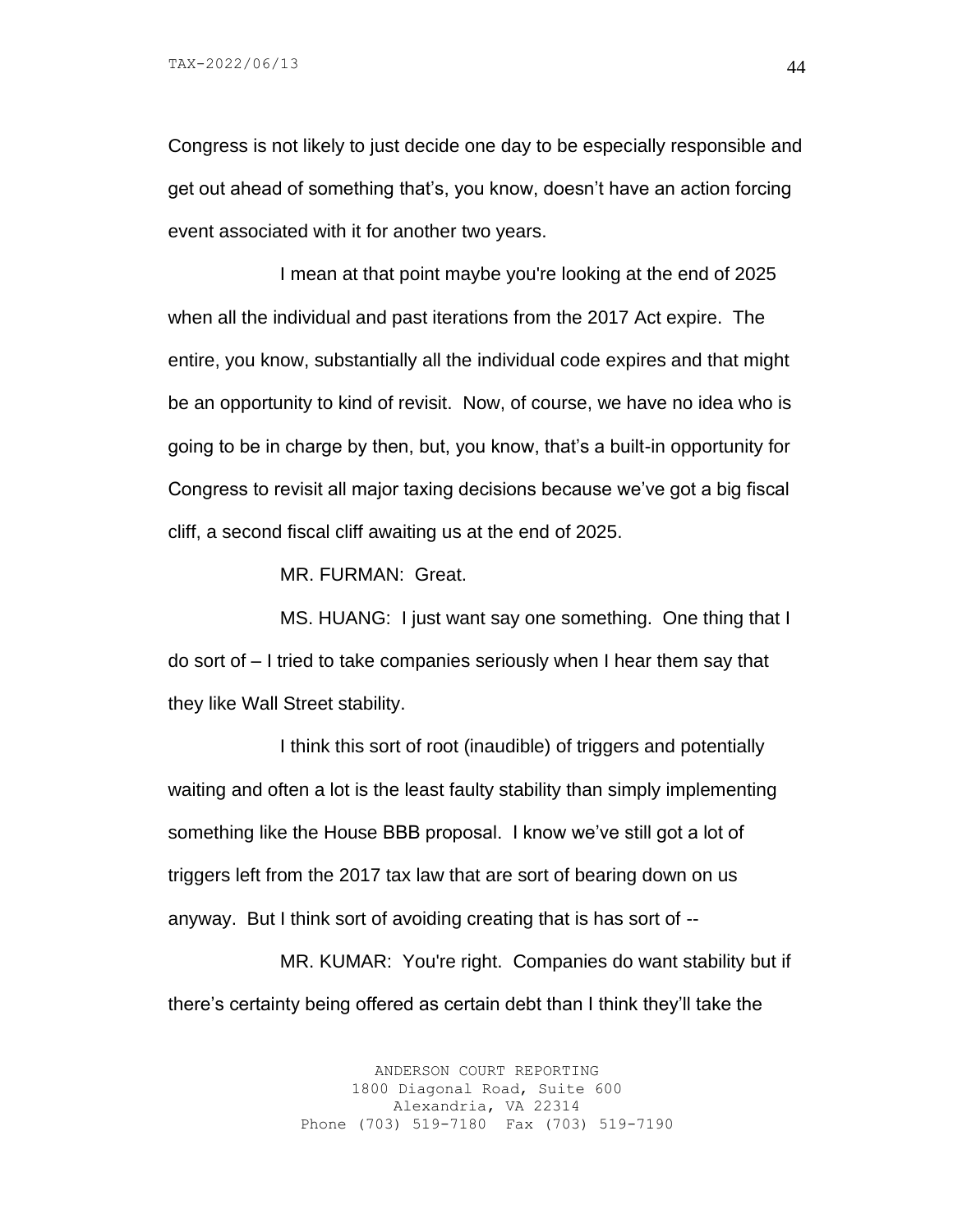Congress is not likely to just decide one day to be especially responsible and get out ahead of something that's, you know, doesn't have an action forcing event associated with it for another two years.

I mean at that point maybe you're looking at the end of 2025 when all the individual and past iterations from the 2017 Act expire. The entire, you know, substantially all the individual code expires and that might be an opportunity to kind of revisit. Now, of course, we have no idea who is going to be in charge by then, but, you know, that's a built-in opportunity for Congress to revisit all major taxing decisions because we've got a big fiscal cliff, a second fiscal cliff awaiting us at the end of 2025.

MR. FURMAN: Great.

MS. HUANG: I just want say one something. One thing that I do sort of – I tried to take companies seriously when I hear them say that they like Wall Street stability.

I think this sort of root (inaudible) of triggers and potentially waiting and often a lot is the least faulty stability than simply implementing something like the House BBB proposal. I know we've still got a lot of triggers left from the 2017 tax law that are sort of bearing down on us anyway. But I think sort of avoiding creating that is has sort of --

MR. KUMAR: You're right. Companies do want stability but if there's certainty being offered as certain debt than I think they'll take the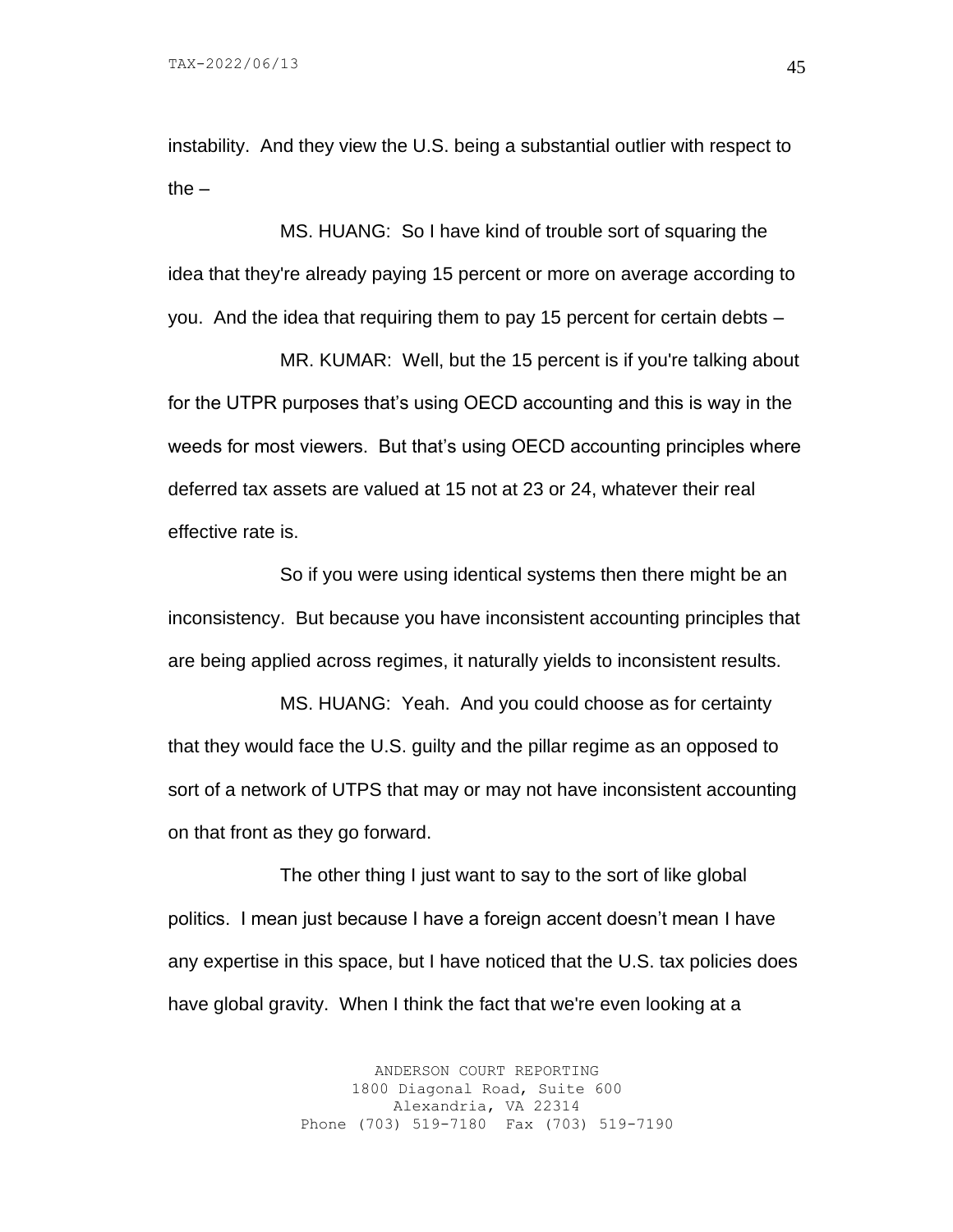instability. And they view the U.S. being a substantial outlier with respect to the –

MS. HUANG: So I have kind of trouble sort of squaring the idea that they're already paying 15 percent or more on average according to you. And the idea that requiring them to pay 15 percent for certain debts –

MR. KUMAR: Well, but the 15 percent is if you're talking about for the UTPR purposes that's using OECD accounting and this is way in the weeds for most viewers. But that's using OECD accounting principles where deferred tax assets are valued at 15 not at 23 or 24, whatever their real effective rate is.

So if you were using identical systems then there might be an inconsistency. But because you have inconsistent accounting principles that are being applied across regimes, it naturally yields to inconsistent results.

MS. HUANG: Yeah. And you could choose as for certainty that they would face the U.S. guilty and the pillar regime as an opposed to sort of a network of UTPS that may or may not have inconsistent accounting on that front as they go forward.

The other thing I just want to say to the sort of like global politics. I mean just because I have a foreign accent doesn't mean I have any expertise in this space, but I have noticed that the U.S. tax policies does have global gravity. When I think the fact that we're even looking at a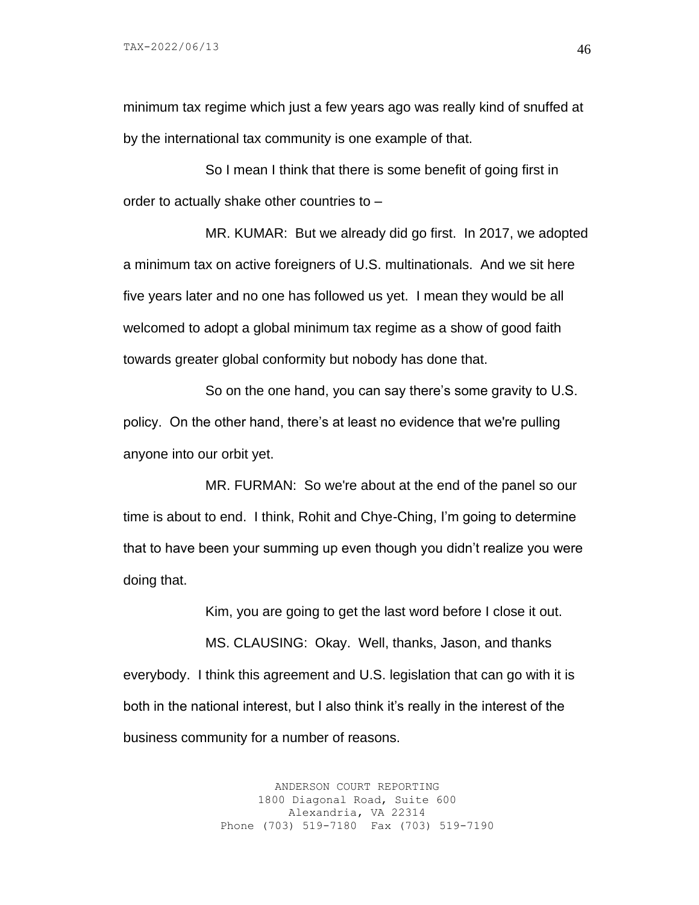minimum tax regime which just a few years ago was really kind of snuffed at by the international tax community is one example of that.

So I mean I think that there is some benefit of going first in order to actually shake other countries to –

MR. KUMAR: But we already did go first. In 2017, we adopted a minimum tax on active foreigners of U.S. multinationals. And we sit here five years later and no one has followed us yet. I mean they would be all welcomed to adopt a global minimum tax regime as a show of good faith towards greater global conformity but nobody has done that.

So on the one hand, you can say there's some gravity to U.S. policy. On the other hand, there's at least no evidence that we're pulling anyone into our orbit yet.

MR. FURMAN: So we're about at the end of the panel so our time is about to end. I think, Rohit and Chye-Ching, I'm going to determine that to have been your summing up even though you didn't realize you were doing that.

Kim, you are going to get the last word before I close it out.

MS. CLAUSING: Okay. Well, thanks, Jason, and thanks everybody. I think this agreement and U.S. legislation that can go with it is both in the national interest, but I also think it's really in the interest of the business community for a number of reasons.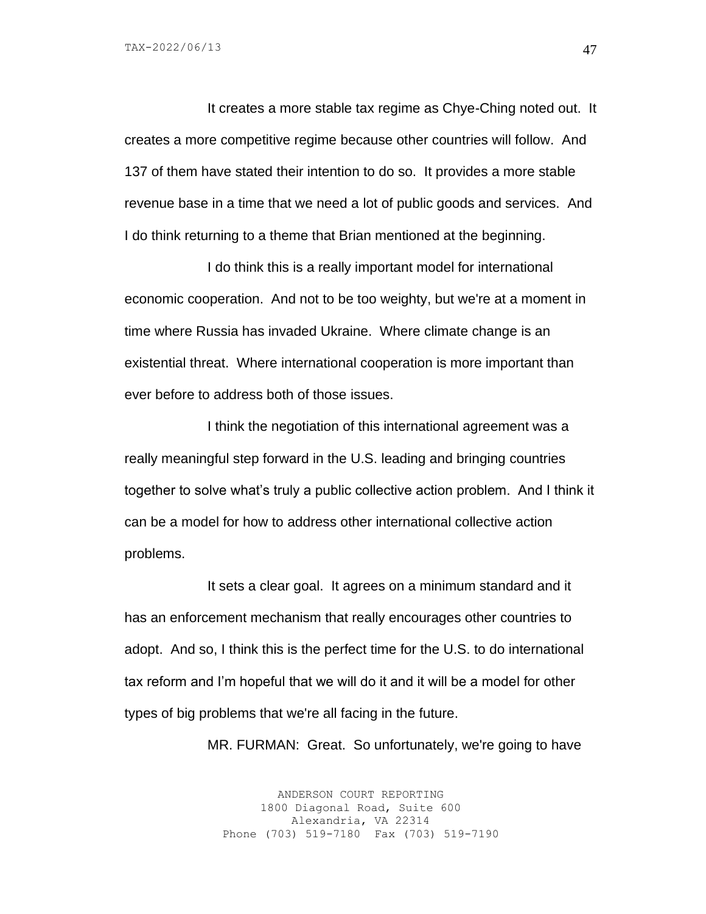It creates a more stable tax regime as Chye-Ching noted out. It creates a more competitive regime because other countries will follow. And 137 of them have stated their intention to do so. It provides a more stable revenue base in a time that we need a lot of public goods and services. And I do think returning to a theme that Brian mentioned at the beginning.

I do think this is a really important model for international economic cooperation. And not to be too weighty, but we're at a moment in time where Russia has invaded Ukraine. Where climate change is an existential threat. Where international cooperation is more important than ever before to address both of those issues.

I think the negotiation of this international agreement was a really meaningful step forward in the U.S. leading and bringing countries together to solve what's truly a public collective action problem. And I think it can be a model for how to address other international collective action problems.

It sets a clear goal. It agrees on a minimum standard and it has an enforcement mechanism that really encourages other countries to adopt. And so, I think this is the perfect time for the U.S. to do international tax reform and I'm hopeful that we will do it and it will be a model for other types of big problems that we're all facing in the future.

MR. FURMAN: Great. So unfortunately, we're going to have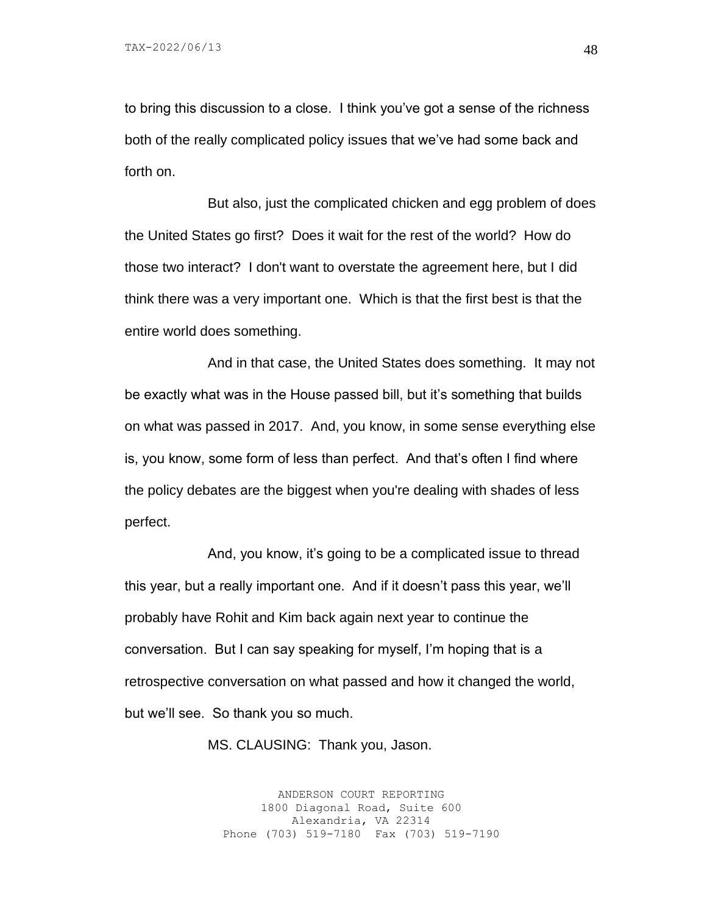to bring this discussion to a close. I think you've got a sense of the richness both of the really complicated policy issues that we've had some back and forth on.

But also, just the complicated chicken and egg problem of does the United States go first? Does it wait for the rest of the world? How do those two interact? I don't want to overstate the agreement here, but I did think there was a very important one. Which is that the first best is that the entire world does something.

And in that case, the United States does something. It may not be exactly what was in the House passed bill, but it's something that builds on what was passed in 2017. And, you know, in some sense everything else is, you know, some form of less than perfect. And that's often I find where the policy debates are the biggest when you're dealing with shades of less perfect.

And, you know, it's going to be a complicated issue to thread this year, but a really important one. And if it doesn't pass this year, we'll probably have Rohit and Kim back again next year to continue the conversation. But I can say speaking for myself, I'm hoping that is a retrospective conversation on what passed and how it changed the world, but we'll see. So thank you so much.

MS. CLAUSING: Thank you, Jason.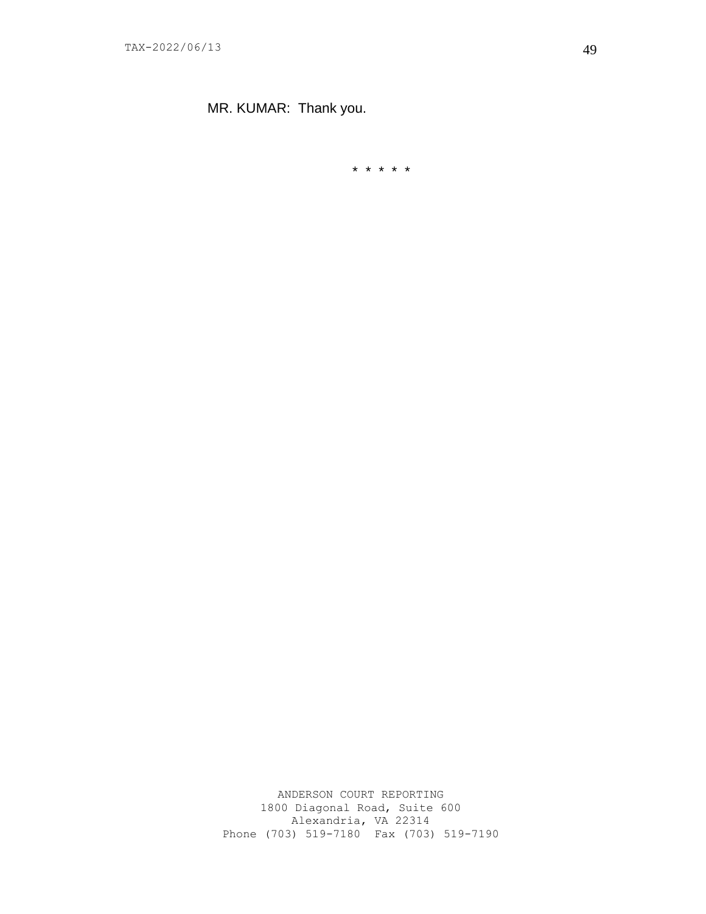MR. KUMAR: Thank you.

* * * * *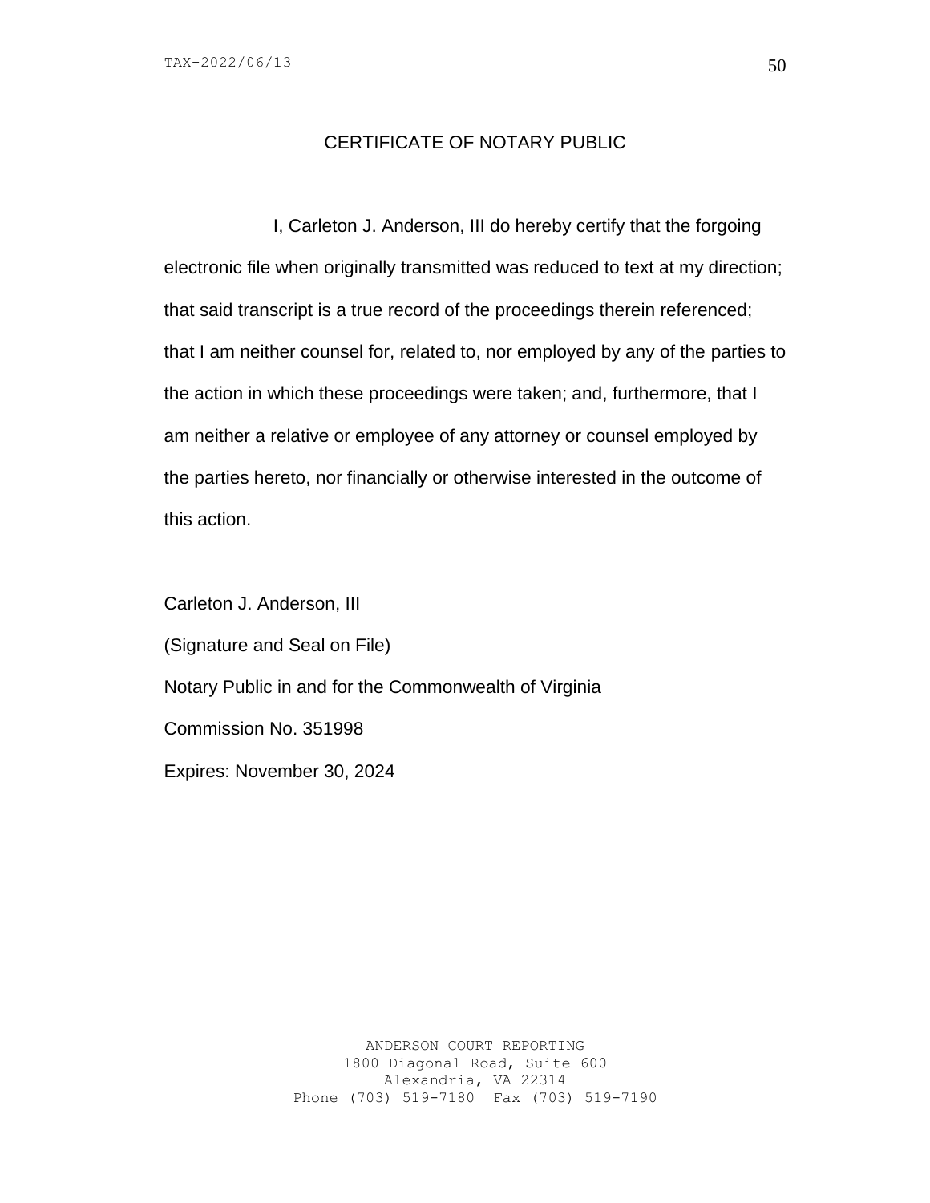## CERTIFICATE OF NOTARY PUBLIC

I, Carleton J. Anderson, III do hereby certify that the forgoing electronic file when originally transmitted was reduced to text at my direction; that said transcript is a true record of the proceedings therein referenced; that I am neither counsel for, related to, nor employed by any of the parties to the action in which these proceedings were taken; and, furthermore, that I am neither a relative or employee of any attorney or counsel employed by the parties hereto, nor financially or otherwise interested in the outcome of this action.

Carleton J. Anderson, III

(Signature and Seal on File)

Notary Public in and for the Commonwealth of Virginia

Commission No. 351998

Expires: November 30, 2024